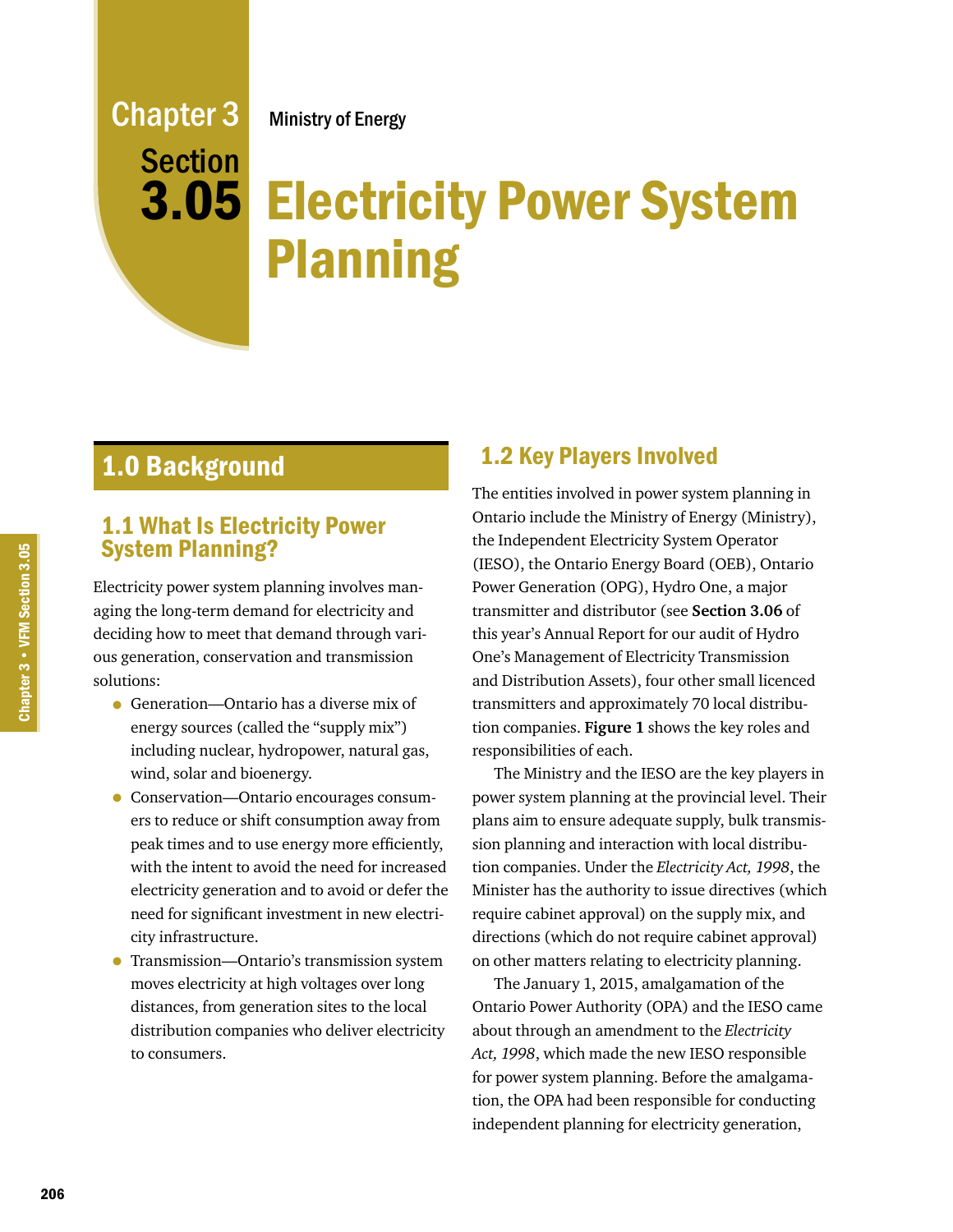Chapter 3 Section 3.05

Ministry of Energy

# Electricity Power System Planning

## 1.0 Background

### 1.1 What Is Electricity Power System Planning?

Electricity power system planning involves managing the long-term demand for electricity and deciding how to meet that demand through various generation, conservation and transmission solutions:

- Generation—Ontario has a diverse mix of energy sources (called the "supply mix") including nuclear, hydropower, natural gas, wind, solar and bioenergy.
- Conservation—Ontario encourages consumers to reduce or shift consumption away from peak times and to use energy more efficiently, with the intent to avoid the need for increased electricity generation and to avoid or defer the need for significant investment in new electricity infrastructure.
- Transmission—Ontario's transmission system moves electricity at high voltages over long distances, from generation sites to the local distribution companies who deliver electricity to consumers.

### 1.2 Key Players Involved

The entities involved in power system planning in Ontario include the Ministry of Energy (Ministry), the Independent Electricity System Operator (IESO), the Ontario Energy Board (OEB), Ontario Power Generation (OPG), Hydro One, a major transmitter and distributor (see **Section 3.06** of this year's Annual Report for our audit of Hydro One's Management of Electricity Transmission and Distribution Assets), four other small licenced transmitters and approximately 70 local distribution companies. **Figure 1** shows the key roles and responsibilities of each.

The Ministry and the IESO are the key players in power system planning at the provincial level. Their plans aim to ensure adequate supply, bulk transmission planning and interaction with local distribution companies. Under the *Electricity Act, 1998*, the Minister has the authority to issue directives (which require cabinet approval) on the supply mix, and directions (which do not require cabinet approval) on other matters relating to electricity planning.

The January 1, 2015, amalgamation of the Ontario Power Authority (OPA) and the IESO came about through an amendment to the *Electricity Act, 1998*, which made the new IESO responsible for power system planning. Before the amalgamation, the OPA had been responsible for conducting independent planning for electricity generation,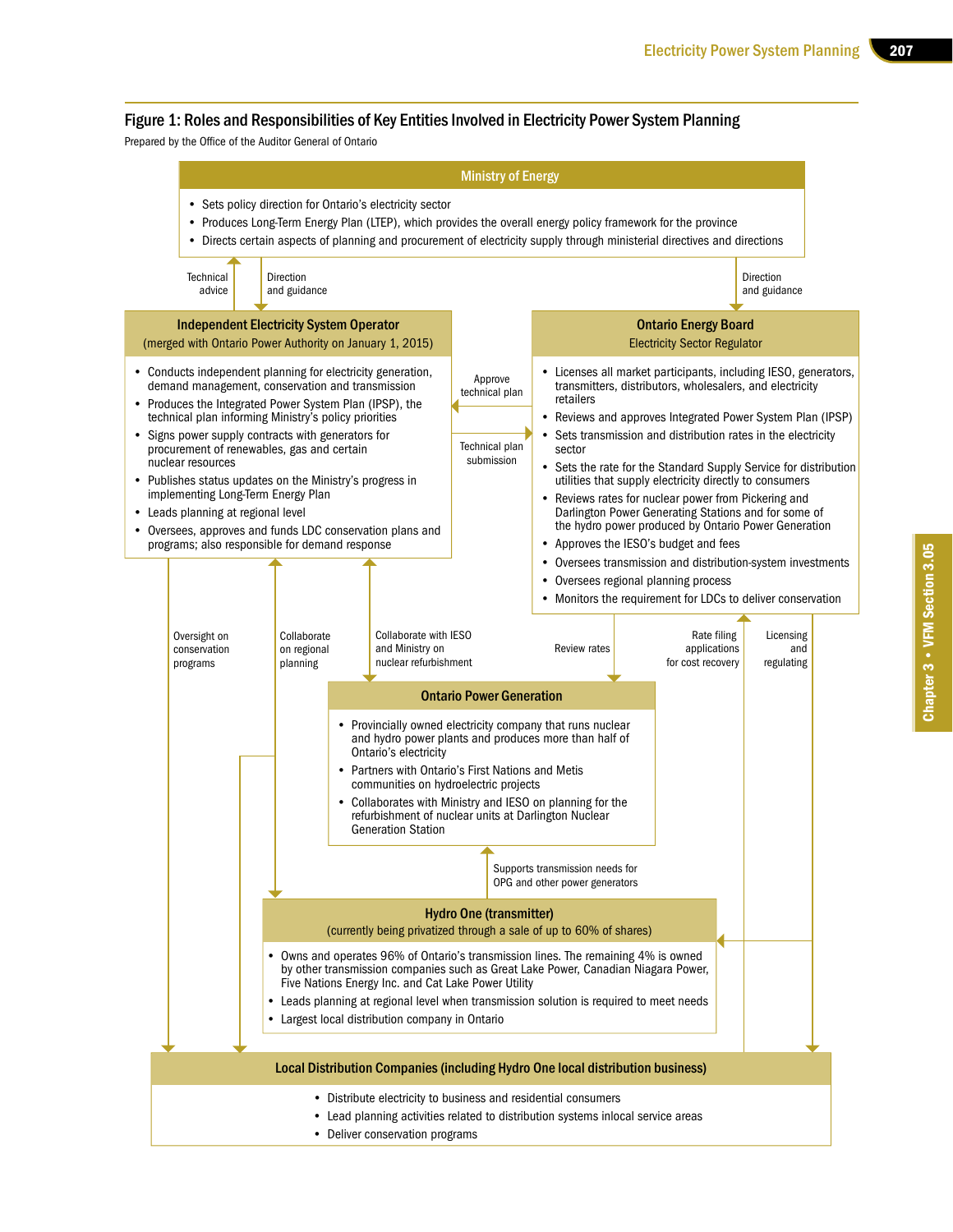### Figure 1: Roles and Responsibilities of Key Entities Involved in Electricity Power System Planning

Prepared by the Office of the Auditor General of Ontario

**Ministry of Energy**

- Sets policy direction for Ontario's electricity sector
- Produces Long-Term Energy Plan (LTEP), which provides the overall energy policy framework for the province
- Directs certain aspects of planning and procurement of electricity supply through ministerial directives and directions

Technical advice

Direction and guidance

Direction and guidance

**Independent Electricity System Operator**
(merged with Ontario Power Authority on January 1, 2015)

- Conducts independent planning for electricity generation, demand management, conservation and transmission
- Produces the Integrated Power System Plan (IPSP), the technical plan informing Ministry's policy priorities
- Signs power supply contracts with generators for procurement of renewables, gas and certain nuclear resources
- Publishes status updates on the Ministry's progress in implementing Long-Term Energy Plan
- Leads planning at regional level
- Oversees, approves and funds LDC conservation plans and programs; also responsible for demand response

Approve technical plan

Technical plan submission

**Ontario Energy Board**
Electricity Sector Regulator

- Licenses all market participants, including IESO, generators, transmitters, distributors, wholesalers, and electricity retailers
- Reviews and approves Integrated Power System Plan (IPSP)
- Sets transmission and distribution rates in the electricity sector
- Sets the rate for the Standard Supply Service for distribution utilities that supply electricity directly to consumers
- Reviews rates for nuclear power from Pickering and Darlington Power Generating Stations and for some of the hydro power produced by Ontario Power Generation
- Approves the IESO's budget and fees
- Oversees transmission and distribution-system investments
- Oversees regional planning process
- Monitors the requirement for LDCs to deliver conservation

Oversight on conservation programs

Collaborate on regional planning

Collaborate with IESO and Ministry on nuclear refurbishment

Review rates

Rate filing applications for cost recovery

Licensing and regulating

**Ontario Power Generation**

- Provincially owned electricity company that runs nuclear and hydro power plants and produces more than half of Ontario's electricity
- Partners with Ontario's First Nations and Metis communities on hydroelectric projects
- Collaborates with Ministry and IESO on planning for the refurbishment of nuclear units at Darlington Nuclear Generation Station

Supports transmission needs for OPG and other power generators

**Hydro One (transmitter)**
(currently being privatized through a sale of up to 60% of shares)

- Owns and operates 96% of Ontario's transmission lines. The remaining 4% is owned by other transmission companies such as Great Lake Power, Canadian Niagara Power, Five Nations Energy Inc. and Cat Lake Power Utility
- Leads planning at regional level when transmission solution is required to meet needs
- Largest local distribution company in Ontario

**Local Distribution Companies (including Hydro One local distribution business)**

- Distribute electricity to business and residential consumers
- Lead planning activities related to distribution systems inlocal service areas
- Deliver conservation programs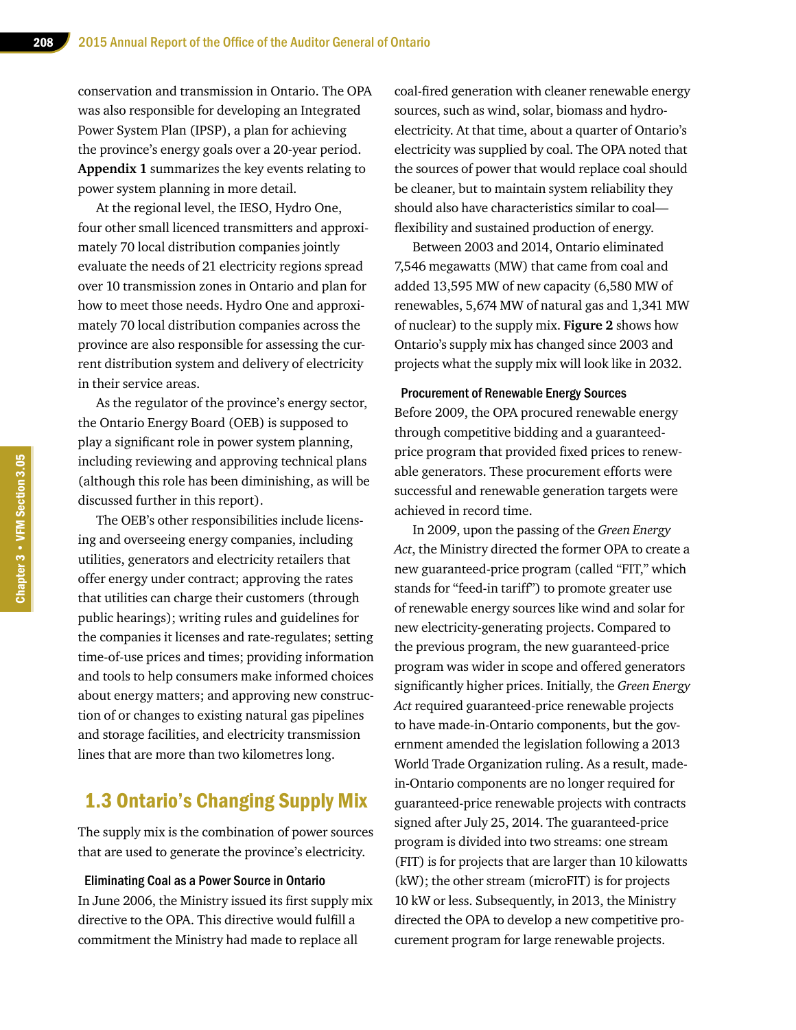conservation and transmission in Ontario. The OPA was also responsible for developing an Integrated Power System Plan (IPSP), a plan for achieving the province's energy goals over a 20-year period. **Appendix 1** summarizes the key events relating to power system planning in more detail.

At the regional level, the IESO, Hydro One, four other small licenced transmitters and approximately 70 local distribution companies jointly evaluate the needs of 21 electricity regions spread over 10 transmission zones in Ontario and plan for how to meet those needs. Hydro One and approximately 70 local distribution companies across the province are also responsible for assessing the current distribution system and delivery of electricity in their service areas.

As the regulator of the province's energy sector, the Ontario Energy Board (OEB) is supposed to play a significant role in power system planning, including reviewing and approving technical plans (although this role has been diminishing, as will be discussed further in this report).

The OEB's other responsibilities include licensing and overseeing energy companies, including utilities, generators and electricity retailers that offer energy under contract; approving the rates that utilities can charge their customers (through public hearings); writing rules and guidelines for the companies it licenses and rate-regulates; setting time-of-use prices and times; providing information and tools to help consumers make informed choices about energy matters; and approving new construction of or changes to existing natural gas pipelines and storage facilities, and electricity transmission lines that are more than two kilometres long.

## 1.3 Ontario's Changing Supply Mix

The supply mix is the combination of power sources that are used to generate the province's electricity.

### Eliminating Coal as a Power Source in Ontario

In June 2006, the Ministry issued its first supply mix directive to the OPA. This directive would fulfill a commitment the Ministry had made to replace all coal-fired generation with cleaner renewable energy sources, such as wind, solar, biomass and hydro-electricity. At that time, about a quarter of Ontario's electricity was supplied by coal. The OPA noted that the sources of power that would replace coal should be cleaner, but to maintain system reliability they should also have characteristics similar to coal—flexibility and sustained production of energy.

Between 2003 and 2014, Ontario eliminated 7,546 megawatts (MW) that came from coal and added 13,595 MW of new capacity (6,580 MW of renewables, 5,674 MW of natural gas and 1,341 MW of nuclear) to the supply mix. **Figure 2** shows how Ontario's supply mix has changed since 2003 and projects what the supply mix will look like in 2032.

### Procurement of Renewable Energy Sources

Before 2009, the OPA procured renewable energy through competitive bidding and a guaranteed-price program that provided fixed prices to renewable generators. These procurement efforts were successful and renewable generation targets were achieved in record time.

In 2009, upon the passing of the *Green Energy Act*, the Ministry directed the former OPA to create a new guaranteed-price program (called "FIT," which stands for "feed-in tariff") to promote greater use of renewable energy sources like wind and solar for new electricity-generating projects. Compared to the previous program, the new guaranteed-price program was wider in scope and offered generators significantly higher prices. Initially, the *Green Energy Act* required guaranteed-price renewable projects to have made-in-Ontario components, but the government amended the legislation following a 2013 World Trade Organization ruling. As a result, made-in-Ontario components are no longer required for guaranteed-price renewable projects with contracts signed after July 25, 2014. The guaranteed-price program is divided into two streams: one stream (FIT) is for projects that are larger than 10 kilowatts (kW); the other stream (microFIT) is for projects 10 kW or less. Subsequently, in 2013, the Ministry directed the OPA to develop a new competitive procurement program for large renewable projects.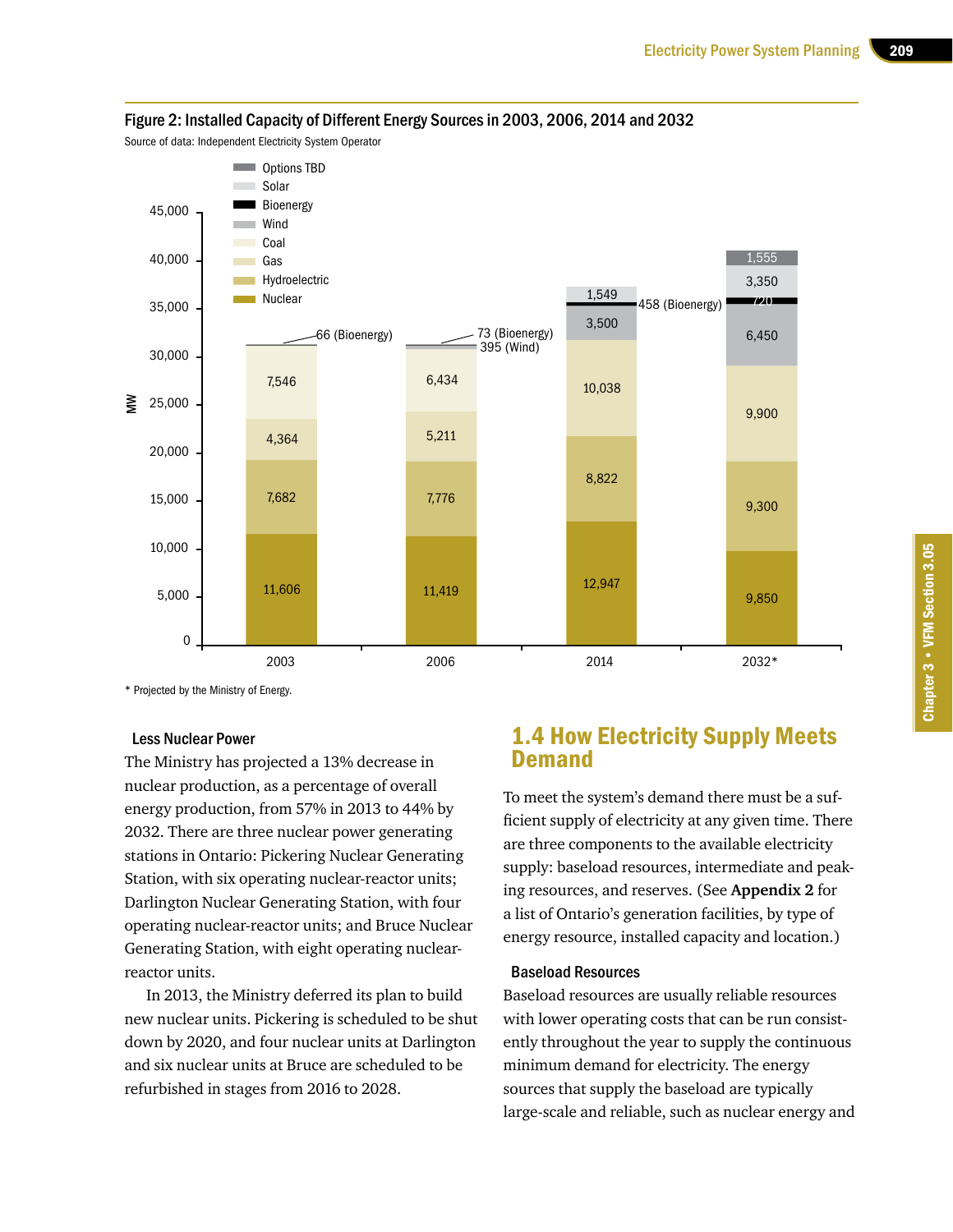Figure 2: Installed Capacity of Different Energy Sources in 2003, 2006, 2014 and 2032

Source of data: Independent Electricity System Operator

| Energy Source (MW) | 2003 | 2006 | 2014 | 2032* |
|---|---|---|---|---|
| Nuclear | 11,606 | 11,419 | 12,947 | 9,850 |
| Hydroelectric | 7,682 | 7,776 | 8,822 | 9,300 |
| Gas | 4,364 | 5,211 | 10,038 | 9,900 |
| Coal | 7,546 | 6,434 | | |
| Wind | | 395 | 3,500 | 6,450 |
| Bioenergy | 66 | 73 | 458 | 720 |
| Solar | | | 1,549 | 3,350 |
| Options TBD | | | | 1,555 |

\* Projected by the Ministry of Energy.

### Less Nuclear Power

The Ministry has projected a 13% decrease in nuclear production, as a percentage of overall energy production, from 57% in 2013 to 44% by 2032. There are three nuclear power generating stations in Ontario: Pickering Nuclear Generating Station, with six operating nuclear-reactor units; Darlington Nuclear Generating Station, with four operating nuclear-reactor units; and Bruce Nuclear Generating Station, with eight operating nuclear-reactor units.

In 2013, the Ministry deferred its plan to build new nuclear units. Pickering is scheduled to be shut down by 2020, and four nuclear units at Darlington and six nuclear units at Bruce are scheduled to be refurbished in stages from 2016 to 2028.

## 1.4 How Electricity Supply Meets Demand

To meet the system's demand there must be a sufficient supply of electricity at any given time. There are three components to the available electricity supply: baseload resources, intermediate and peaking resources, and reserves. (See **Appendix 2** for a list of Ontario's generation facilities, by type of energy resource, installed capacity and location.)

### Baseload Resources

Baseload resources are usually reliable resources with lower operating costs that can be run consistently throughout the year to supply the continuous minimum demand for electricity. The energy sources that supply the baseload are typically large-scale and reliable, such as nuclear energy and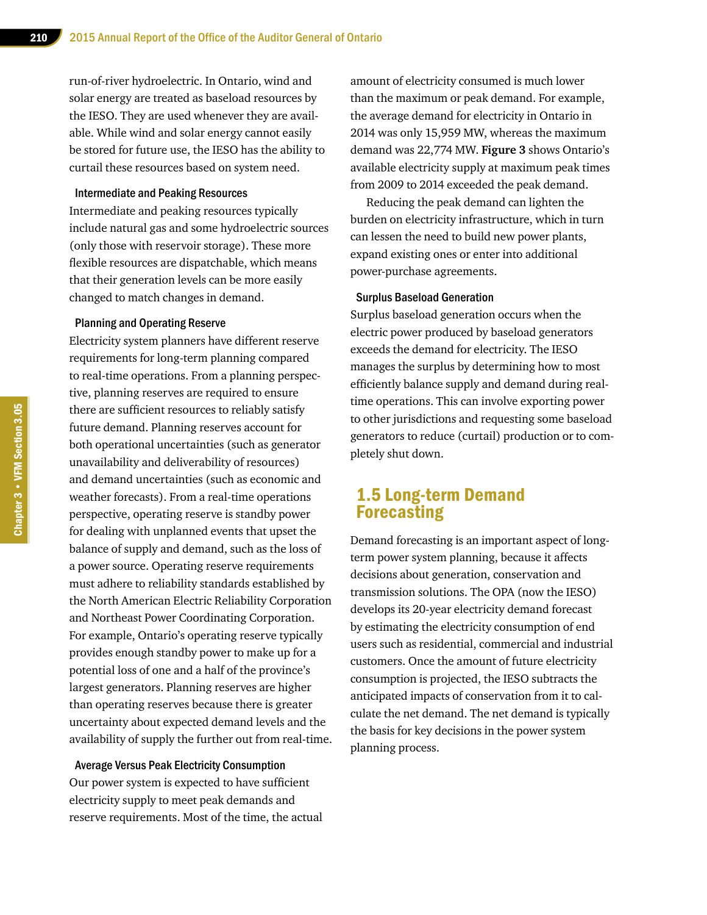run-of-river hydroelectric. In Ontario, wind and solar energy are treated as baseload resources by the IESO. They are used whenever they are available. While wind and solar energy cannot easily be stored for future use, the IESO has the ability to curtail these resources based on system need.

#### Intermediate and Peaking Resources

Intermediate and peaking resources typically include natural gas and some hydroelectric sources (only those with reservoir storage). These more flexible resources are dispatchable, which means that their generation levels can be more easily changed to match changes in demand.

#### Planning and Operating Reserve

Electricity system planners have different reserve requirements for long-term planning compared to real-time operations. From a planning perspective, planning reserves are required to ensure there are sufficient resources to reliably satisfy future demand. Planning reserves account for both operational uncertainties (such as generator unavailability and deliverability of resources) and demand uncertainties (such as economic and weather forecasts). From a real-time operations perspective, operating reserve is standby power for dealing with unplanned events that upset the balance of supply and demand, such as the loss of a power source. Operating reserve requirements must adhere to reliability standards established by the North American Electric Reliability Corporation and Northeast Power Coordinating Corporation. For example, Ontario's operating reserve typically provides enough standby power to make up for a potential loss of one and a half of the province's largest generators. Planning reserves are higher than operating reserves because there is greater uncertainty about expected demand levels and the availability of supply the further out from real-time.

#### Average Versus Peak Electricity Consumption

Our power system is expected to have sufficient electricity supply to meet peak demands and reserve requirements. Most of the time, the actual amount of electricity consumed is much lower than the maximum or peak demand. For example, the average demand for electricity in Ontario in 2014 was only 15,959 MW, whereas the maximum demand was 22,774 MW. **Figure 3** shows Ontario's available electricity supply at maximum peak times from 2009 to 2014 exceeded the peak demand.

Reducing the peak demand can lighten the burden on electricity infrastructure, which in turn can lessen the need to build new power plants, expand existing ones or enter into additional power-purchase agreements.

#### Surplus Baseload Generation

Surplus baseload generation occurs when the electric power produced by baseload generators exceeds the demand for electricity. The IESO manages the surplus by determining how to most efficiently balance supply and demand during real-time operations. This can involve exporting power to other jurisdictions and requesting some baseload generators to reduce (curtail) production or to completely shut down.

## 1.5 Long-term Demand Forecasting

Demand forecasting is an important aspect of long-term power system planning, because it affects decisions about generation, conservation and transmission solutions. The OPA (now the IESO) develops its 20-year electricity demand forecast by estimating the electricity consumption of end users such as residential, commercial and industrial customers. Once the amount of future electricity consumption is projected, the IESO subtracts the anticipated impacts of conservation from it to calculate the net demand. The net demand is typically the basis for key decisions in the power system planning process.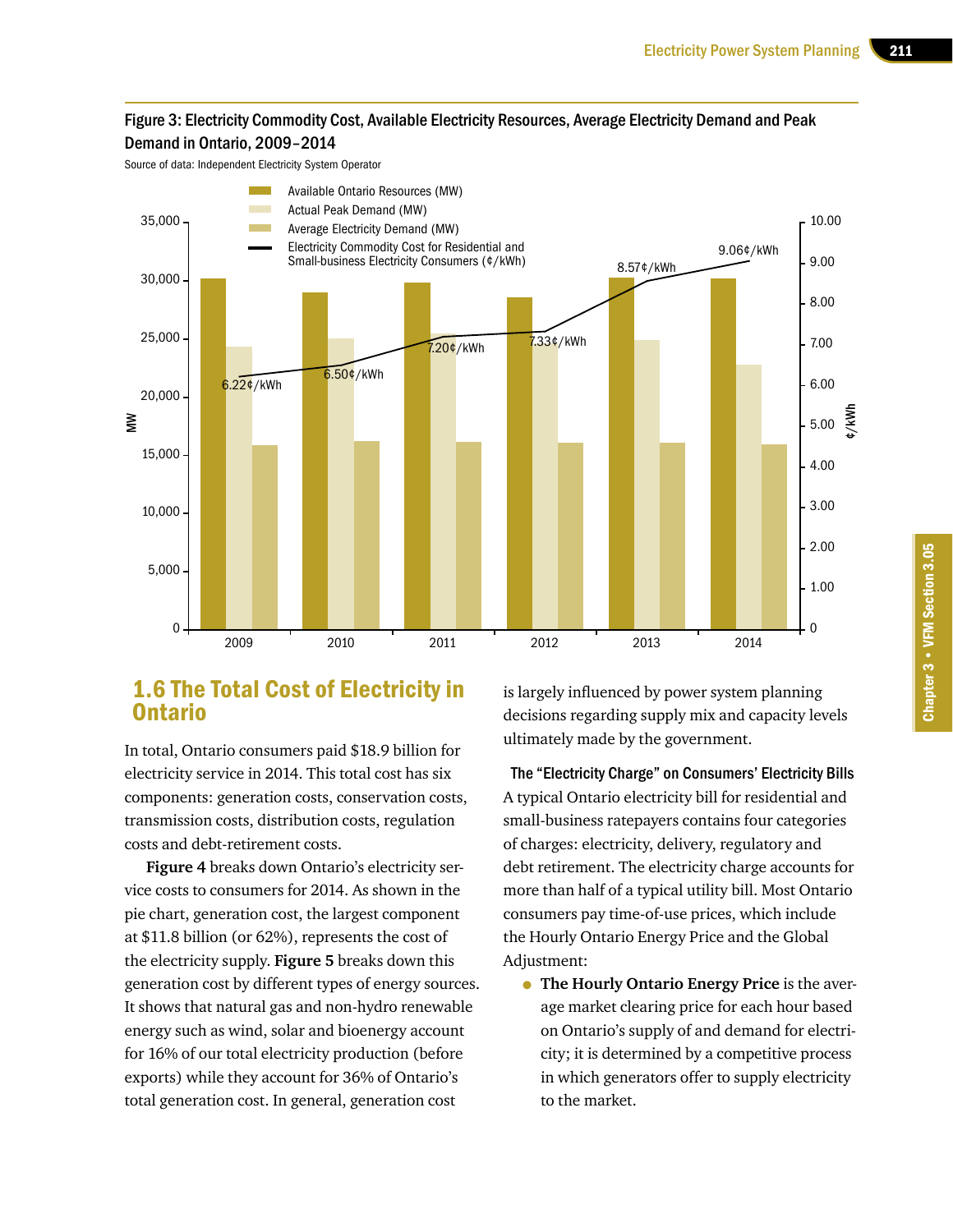Figure 3: Electricity Commodity Cost, Available Electricity Resources, Average Electricity Demand and Peak Demand in Ontario, 2009–2014

Source of data: Independent Electricity System Operator

## 1.6 The Total Cost of Electricity in Ontario

In total, Ontario consumers paid $18.9 billion for electricity service in 2014. This total cost has six components: generation costs, conservation costs, transmission costs, distribution costs, regulation costs and debt-retirement costs.

**Figure 4** breaks down Ontario's electricity service costs to consumers for 2014. As shown in the pie chart, generation cost, the largest component at $11.8 billion (or 62%), represents the cost of the electricity supply. **Figure 5** breaks down this generation cost by different types of energy sources. It shows that natural gas and non-hydro renewable energy such as wind, solar and bioenergy account for 16% of our total electricity production (before exports) while they account for 36% of Ontario's total generation cost. In general, generation cost is largely influenced by power system planning decisions regarding supply mix and capacity levels ultimately made by the government.

### The "Electricity Charge" on Consumers' Electricity Bills

A typical Ontario electricity bill for residential and small-business ratepayers contains four categories of charges: electricity, delivery, regulatory and debt retirement. The electricity charge accounts for more than half of a typical utility bill. Most Ontario consumers pay time-of-use prices, which include the Hourly Ontario Energy Price and the Global Adjustment:

- **The Hourly Ontario Energy Price** is the average market clearing price for each hour based on Ontario's supply of and demand for electricity; it is determined by a competitive process in which generators offer to supply electricity to the market.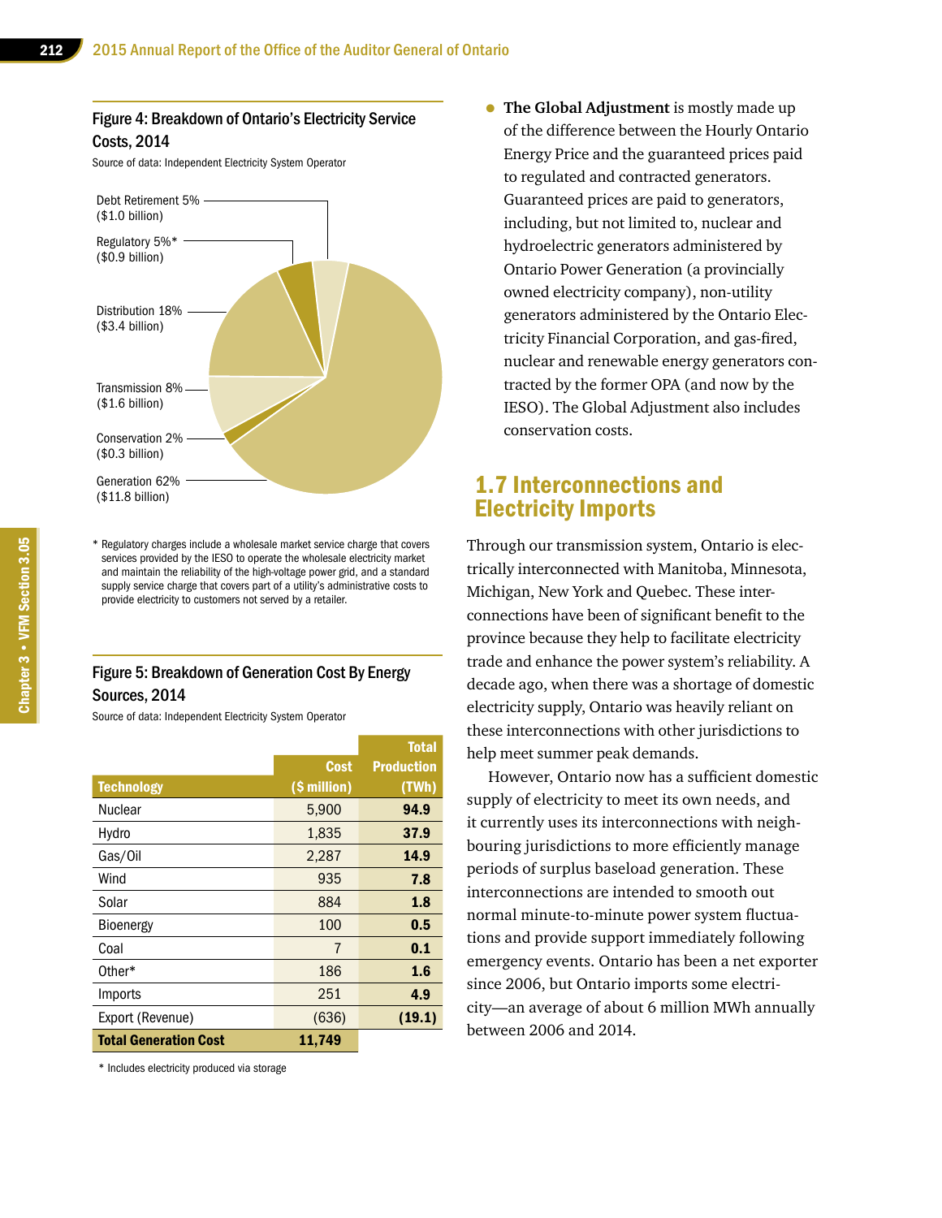Figure 4: Breakdown of Ontario's Electricity Service Costs, 2014

Source of data: Independent Electricity System Operator

Debt Retirement 5% ($1.0 billion)

Regulatory 5%* ($0.9 billion)

Distribution 18% ($3.4 billion)

Transmission 8% ($1.6 billion)

Conservation 2% ($0.3 billion)

Generation 62% ($11.8 billion)

* Regulatory charges include a wholesale market service charge that covers services provided by the IESO to operate the wholesale electricity market and maintain the reliability of the high-voltage power grid, and a standard supply service charge that covers part of a utility's administrative costs to provide electricity to customers not served by a retailer.

Figure 5: Breakdown of Generation Cost By Energy Sources, 2014

Source of data: Independent Electricity System Operator

| Technology | Cost ($ million) | Total Production (TWh) |
|---|---|---|
| Nuclear | 5,900 | **94.9** |
| Hydro | 1,835 | **37.9** |
| Gas/Oil | 2,287 | **14.9** |
| Wind | 935 | **7.8** |
| Solar | 884 | **1.8** |
| Bioenergy | 100 | **0.5** |
| Coal | 7 | **0.1** |
| Other* | 186 | **1.6** |
| Imports | 251 | **4.9** |
| Export (Revenue) | (636) | **(19.1)** |
| **Total Generation Cost** | **11,749** | |

* Includes electricity produced via storage

- **The Global Adjustment** is mostly made up of the difference between the Hourly Ontario Energy Price and the guaranteed prices paid to regulated and contracted generators. Guaranteed prices are paid to generators, including, but not limited to, nuclear and hydroelectric generators administered by Ontario Power Generation (a provincially owned electricity company), non-utility generators administered by the Ontario Electricity Financial Corporation, and gas-fired, nuclear and renewable energy generators contracted by the former OPA (and now by the IESO). The Global Adjustment also includes conservation costs.

## 1.7 Interconnections and Electricity Imports

Through our transmission system, Ontario is electrically interconnected with Manitoba, Minnesota, Michigan, New York and Quebec. These interconnections have been of significant benefit to the province because they help to facilitate electricity trade and enhance the power system's reliability. A decade ago, when there was a shortage of domestic electricity supply, Ontario was heavily reliant on these interconnections with other jurisdictions to help meet summer peak demands.

However, Ontario now has a sufficient domestic supply of electricity to meet its own needs, and it currently uses its interconnections with neighbouring jurisdictions to more efficiently manage periods of surplus baseload generation. These interconnections are intended to smooth out normal minute-to-minute power system fluctuations and provide support immediately following emergency events. Ontario has been a net exporter since 2006, but Ontario imports some electricity—an average of about 6 million MWh annually between 2006 and 2014.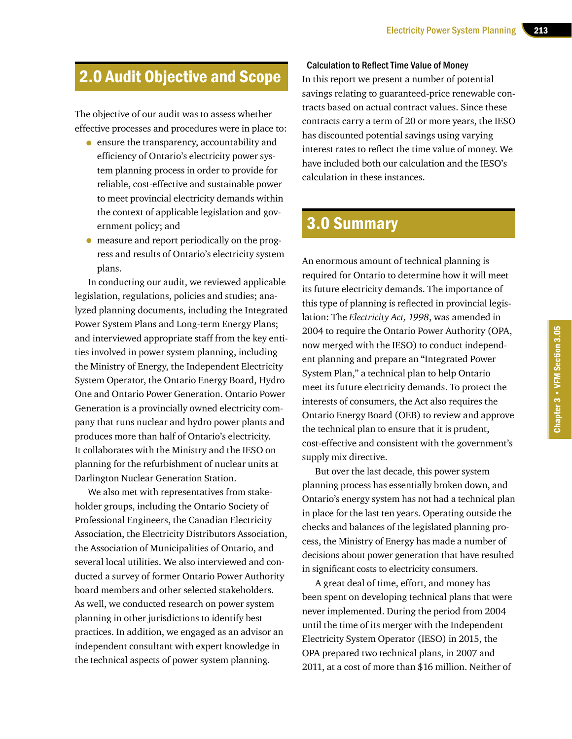## 2.0 Audit Objective and Scope

The objective of our audit was to assess whether effective processes and procedures were in place to:

- ensure the transparency, accountability and efficiency of Ontario's electricity power system planning process in order to provide for reliable, cost-effective and sustainable power to meet provincial electricity demands within the context of applicable legislation and government policy; and
- measure and report periodically on the progress and results of Ontario's electricity system plans.

In conducting our audit, we reviewed applicable legislation, regulations, policies and studies; analyzed planning documents, including the Integrated Power System Plans and Long-term Energy Plans; and interviewed appropriate staff from the key entities involved in power system planning, including the Ministry of Energy, the Independent Electricity System Operator, the Ontario Energy Board, Hydro One and Ontario Power Generation. Ontario Power Generation is a provincially owned electricity company that runs nuclear and hydro power plants and produces more than half of Ontario's electricity. It collaborates with the Ministry and the IESO on planning for the refurbishment of nuclear units at Darlington Nuclear Generation Station.

We also met with representatives from stakeholder groups, including the Ontario Society of Professional Engineers, the Canadian Electricity Association, the Electricity Distributors Association, the Association of Municipalities of Ontario, and several local utilities. We also interviewed and conducted a survey of former Ontario Power Authority board members and other selected stakeholders. As well, we conducted research on power system planning in other jurisdictions to identify best practices. In addition, we engaged as an advisor an independent consultant with expert knowledge in the technical aspects of power system planning.

### Calculation to Reflect Time Value of Money

In this report we present a number of potential savings relating to guaranteed-price renewable contracts based on actual contract values. Since these contracts carry a term of 20 or more years, the IESO has discounted potential savings using varying interest rates to reflect the time value of money. We have included both our calculation and the IESO's calculation in these instances.

## 3.0 Summary

An enormous amount of technical planning is required for Ontario to determine how it will meet its future electricity demands. The importance of this type of planning is reflected in provincial legislation: The *Electricity Act, 1998*, was amended in 2004 to require the Ontario Power Authority (OPA, now merged with the IESO) to conduct independent planning and prepare an "Integrated Power System Plan," a technical plan to help Ontario meet its future electricity demands. To protect the interests of consumers, the Act also requires the Ontario Energy Board (OEB) to review and approve the technical plan to ensure that it is prudent, cost-effective and consistent with the government's supply mix directive.

But over the last decade, this power system planning process has essentially broken down, and Ontario's energy system has not had a technical plan in place for the last ten years. Operating outside the checks and balances of the legislated planning process, the Ministry of Energy has made a number of decisions about power generation that have resulted in significant costs to electricity consumers.

A great deal of time, effort, and money has been spent on developing technical plans that were never implemented. During the period from 2004 until the time of its merger with the Independent Electricity System Operator (IESO) in 2015, the OPA prepared two technical plans, in 2007 and 2011, at a cost of more than $16 million. Neither of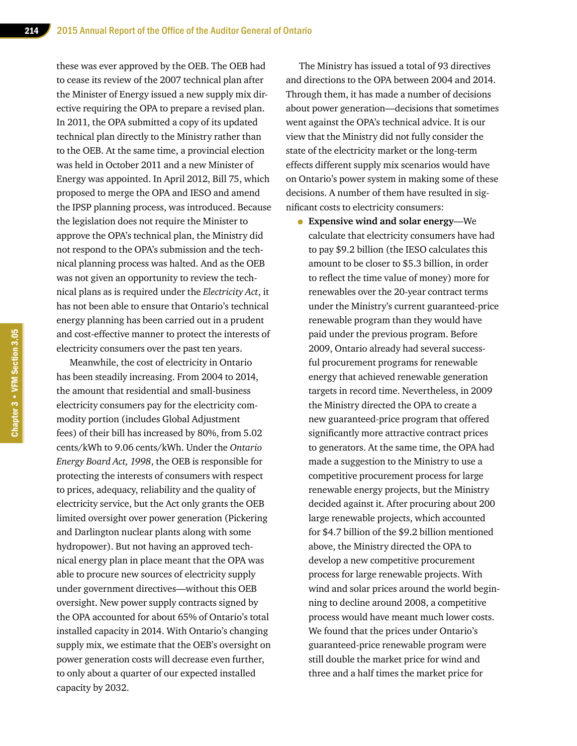these was ever approved by the OEB. The OEB had to cease its review of the 2007 technical plan after the Minister of Energy issued a new supply mix directive requiring the OPA to prepare a revised plan. In 2011, the OPA submitted a copy of its updated technical plan directly to the Ministry rather than to the OEB. At the same time, a provincial election was held in October 2011 and a new Minister of Energy was appointed. In April 2012, Bill 75, which proposed to merge the OPA and IESO and amend the IPSP planning process, was introduced. Because the legislation does not require the Minister to approve the OPA's technical plan, the Ministry did not respond to the OPA's submission and the technical planning process was halted. And as the OEB was not given an opportunity to review the technical plans as is required under the *Electricity Act*, it has not been able to ensure that Ontario's technical energy planning has been carried out in a prudent and cost-effective manner to protect the interests of electricity consumers over the past ten years.

Meanwhile, the cost of electricity in Ontario has been steadily increasing. From 2004 to 2014, the amount that residential and small-business electricity consumers pay for the electricity commodity portion (includes Global Adjustment fees) of their bill has increased by 80%, from 5.02 cents/kWh to 9.06 cents/kWh. Under the *Ontario Energy Board Act, 1998*, the OEB is responsible for protecting the interests of consumers with respect to prices, adequacy, reliability and the quality of electricity service, but the Act only grants the OEB limited oversight over power generation (Pickering and Darlington nuclear plants along with some hydropower). But not having an approved technical energy plan in place meant that the OPA was able to procure new sources of electricity supply under government directives—without this OEB oversight. New power supply contracts signed by the OPA accounted for about 65% of Ontario's total installed capacity in 2014. With Ontario's changing supply mix, we estimate that the OEB's oversight on power generation costs will decrease even further, to only about a quarter of our expected installed capacity by 2032.

The Ministry has issued a total of 93 directives and directions to the OPA between 2004 and 2014. Through them, it has made a number of decisions about power generation—decisions that sometimes went against the OPA's technical advice. It is our view that the Ministry did not fully consider the state of the electricity market or the long-term effects different supply mix scenarios would have on Ontario's power system in making some of these decisions. A number of them have resulted in significant costs to electricity consumers:

- **Expensive wind and solar energy**—We calculate that electricity consumers have had to pay $9.2 billion (the IESO calculates this amount to be closer to $5.3 billion, in order to reflect the time value of money) more for renewables over the 20-year contract terms under the Ministry's current guaranteed-price renewable program than they would have paid under the previous program. Before 2009, Ontario already had several successful procurement programs for renewable energy that achieved renewable generation targets in record time. Nevertheless, in 2009 the Ministry directed the OPA to create a new guaranteed-price program that offered significantly more attractive contract prices to generators. At the same time, the OPA had made a suggestion to the Ministry to use a competitive procurement process for large renewable energy projects, but the Ministry decided against it. After procuring about 200 large renewable projects, which accounted for $4.7 billion of the $9.2 billion mentioned above, the Ministry directed the OPA to develop a new competitive procurement process for large renewable projects. With wind and solar prices around the world beginning to decline around 2008, a competitive process would have meant much lower costs. We found that the prices under Ontario's guaranteed-price renewable program were still double the market price for wind and three and a half times the market price for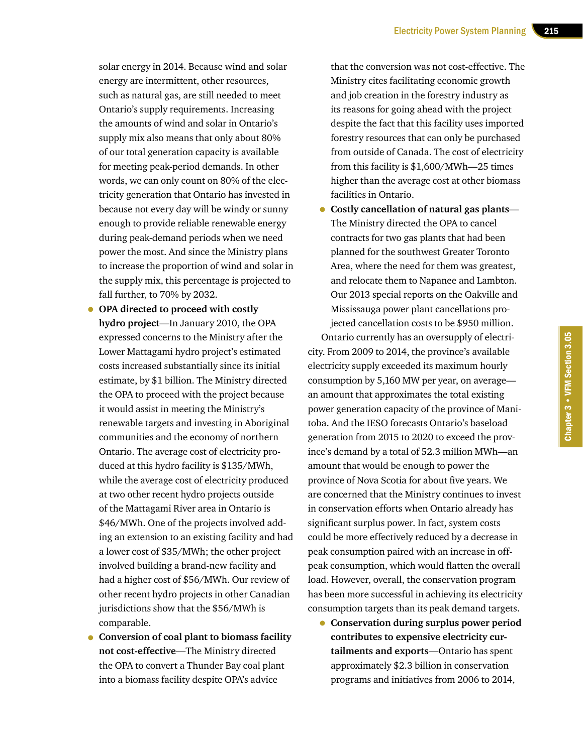solar energy in 2014. Because wind and solar energy are intermittent, other resources, such as natural gas, are still needed to meet Ontario's supply requirements. Increasing the amounts of wind and solar in Ontario's supply mix also means that only about 80% of our total generation capacity is available for meeting peak-period demands. In other words, we can only count on 80% of the electricity generation that Ontario has invested in because not every day will be windy or sunny enough to provide reliable renewable energy during peak-demand periods when we need power the most. And since the Ministry plans to increase the proportion of wind and solar in the supply mix, this percentage is projected to fall further, to 70% by 2032.

- **OPA directed to proceed with costly hydro project**—In January 2010, the OPA expressed concerns to the Ministry after the Lower Mattagami hydro project's estimated costs increased substantially since its initial estimate, by $1 billion. The Ministry directed the OPA to proceed with the project because it would assist in meeting the Ministry's renewable targets and investing in Aboriginal communities and the economy of northern Ontario. The average cost of electricity produced at this hydro facility is $135/MWh, while the average cost of electricity produced at two other recent hydro projects outside of the Mattagami River area in Ontario is $46/MWh. One of the projects involved adding an extension to an existing facility and had a lower cost of $35/MWh; the other project involved building a brand-new facility and had a higher cost of $56/MWh. Our review of other recent hydro projects in other Canadian jurisdictions show that the $56/MWh is comparable.
- **Conversion of coal plant to biomass facility not cost-effective**—The Ministry directed the OPA to convert a Thunder Bay coal plant into a biomass facility despite OPA's advice that the conversion was not cost-effective. The Ministry cites facilitating economic growth and job creation in the forestry industry as its reasons for going ahead with the project despite the fact that this facility uses imported forestry resources that can only be purchased from outside of Canada. The cost of electricity from this facility is $1,600/MWh—25 times higher than the average cost at other biomass facilities in Ontario.
- **Costly cancellation of natural gas plants**—The Ministry directed the OPA to cancel contracts for two gas plants that had been planned for the southwest Greater Toronto Area, where the need for them was greatest, and relocate them to Napanee and Lambton. Our 2013 special reports on the Oakville and Mississauga power plant cancellations projected cancellation costs to be $950 million.

Ontario currently has an oversupply of electricity. From 2009 to 2014, the province's available electricity supply exceeded its maximum hourly consumption by 5,160 MW per year, on average—an amount that approximates the total existing power generation capacity of the province of Manitoba. And the IESO forecasts Ontario's baseload generation from 2015 to 2020 to exceed the province's demand by a total of 52.3 million MWh—an amount that would be enough to power the province of Nova Scotia for about five years. We are concerned that the Ministry continues to invest in conservation efforts when Ontario already has significant surplus power. In fact, system costs could be more effectively reduced by a decrease in peak consumption paired with an increase in off-peak consumption, which would flatten the overall load. However, overall, the conservation program has been more successful in achieving its electricity consumption targets than its peak demand targets.

- **Conservation during surplus power period contributes to expensive electricity curtailments and exports**—Ontario has spent approximately $2.3 billion in conservation programs and initiatives from 2006 to 2014,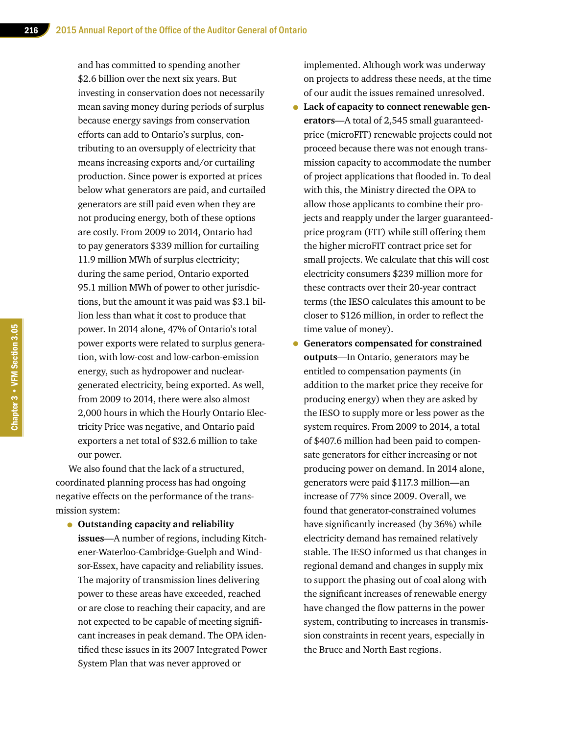and has committed to spending another $2.6 billion over the next six years. But investing in conservation does not necessarily mean saving money during periods of surplus because energy savings from conservation efforts can add to Ontario's surplus, contributing to an oversupply of electricity that means increasing exports and/or curtailing production. Since power is exported at prices below what generators are paid, and curtailed generators are still paid even when they are not producing energy, both of these options are costly. From 2009 to 2014, Ontario had to pay generators $339 million for curtailing 11.9 million MWh of surplus electricity; during the same period, Ontario exported 95.1 million MWh of power to other jurisdictions, but the amount it was paid was $3.1 billion less than what it cost to produce that power. In 2014 alone, 47% of Ontario's total power exports were related to surplus generation, with low-cost and low-carbon-emission energy, such as hydropower and nuclear-generated electricity, being exported. As well, from 2009 to 2014, there were also almost 2,000 hours in which the Hourly Ontario Electricity Price was negative, and Ontario paid exporters a net total of $32.6 million to take our power.

We also found that the lack of a structured, coordinated planning process has had ongoing negative effects on the performance of the transmission system:

- **Outstanding capacity and reliability issues**—A number of regions, including Kitchener-Waterloo-Cambridge-Guelph and Windsor-Essex, have capacity and reliability issues. The majority of transmission lines delivering power to these areas have exceeded, reached or are close to reaching their capacity, and are not expected to be capable of meeting significant increases in peak demand. The OPA identified these issues in its 2007 Integrated Power System Plan that was never approved or implemented. Although work was underway on projects to address these needs, at the time of our audit the issues remained unresolved.
- **Lack of capacity to connect renewable generators**—A total of 2,545 small guaranteed-price (microFIT) renewable projects could not proceed because there was not enough transmission capacity to accommodate the number of project applications that flooded in. To deal with this, the Ministry directed the OPA to allow those applicants to combine their projects and reapply under the larger guaranteed-price program (FIT) while still offering them the higher microFIT contract price set for small projects. We calculate that this will cost electricity consumers $239 million more for these contracts over their 20-year contract terms (the IESO calculates this amount to be closer to $126 million, in order to reflect the time value of money).
- **Generators compensated for constrained outputs**—In Ontario, generators may be entitled to compensation payments (in addition to the market price they receive for producing energy) when they are asked by the IESO to supply more or less power as the system requires. From 2009 to 2014, a total of $407.6 million had been paid to compensate generators for either increasing or not producing power on demand. In 2014 alone, generators were paid $117.3 million—an increase of 77% since 2009. Overall, we found that generator-constrained volumes have significantly increased (by 36%) while electricity demand has remained relatively stable. The IESO informed us that changes in regional demand and changes in supply mix to support the phasing out of coal along with the significant increases of renewable energy have changed the flow patterns in the power system, contributing to increases in transmission constraints in recent years, especially in the Bruce and North East regions.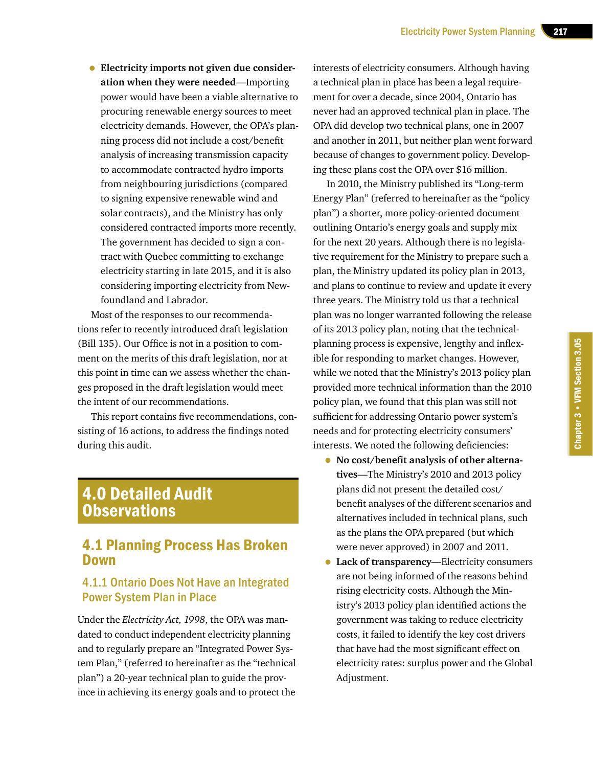- **Electricity imports not given due consideration when they were needed**—Importing power would have been a viable alternative to procuring renewable energy sources to meet electricity demands. However, the OPA's planning process did not include a cost/benefit analysis of increasing transmission capacity to accommodate contracted hydro imports from neighbouring jurisdictions (compared to signing expensive renewable wind and solar contracts), and the Ministry has only considered contracted imports more recently. The government has decided to sign a contract with Quebec committing to exchange electricity starting in late 2015, and it is also considering importing electricity from Newfoundland and Labrador.

Most of the responses to our recommendations refer to recently introduced draft legislation (Bill 135). Our Office is not in a position to comment on the merits of this draft legislation, nor at this point in time can we assess whether the changes proposed in the draft legislation would meet the intent of our recommendations.

This report contains five recommendations, consisting of 16 actions, to address the findings noted during this audit.

# 4.0 Detailed Audit Observations

## 4.1 Planning Process Has Broken Down

### 4.1.1 Ontario Does Not Have an Integrated Power System Plan in Place

Under the *Electricity Act, 1998*, the OPA was mandated to conduct independent electricity planning and to regularly prepare an "Integrated Power System Plan," (referred to hereinafter as the "technical plan") a 20-year technical plan to guide the province in achieving its energy goals and to protect the interests of electricity consumers. Although having a technical plan in place has been a legal requirement for over a decade, since 2004, Ontario has never had an approved technical plan in place. The OPA did develop two technical plans, one in 2007 and another in 2011, but neither plan went forward because of changes to government policy. Developing these plans cost the OPA over $16 million.

In 2010, the Ministry published its "Long-term Energy Plan" (referred to hereinafter as the "policy plan") a shorter, more policy-oriented document outlining Ontario's energy goals and supply mix for the next 20 years. Although there is no legislative requirement for the Ministry to prepare such a plan, the Ministry updated its policy plan in 2013, and plans to continue to review and update it every three years. The Ministry told us that a technical plan was no longer warranted following the release of its 2013 policy plan, noting that the technical-planning process is expensive, lengthy and inflexible for responding to market changes. However, while we noted that the Ministry's 2013 policy plan provided more technical information than the 2010 policy plan, we found that this plan was still not sufficient for addressing Ontario power system's needs and for protecting electricity consumers' interests. We noted the following deficiencies:

- **No cost/benefit analysis of other alternatives**—The Ministry's 2010 and 2013 policy plans did not present the detailed cost/benefit analyses of the different scenarios and alternatives included in technical plans, such as the plans the OPA prepared (but which were never approved) in 2007 and 2011.
- **Lack of transparency**—Electricity consumers are not being informed of the reasons behind rising electricity costs. Although the Ministry's 2013 policy plan identified actions the government was taking to reduce electricity costs, it failed to identify the key cost drivers that have had the most significant effect on electricity rates: surplus power and the Global Adjustment.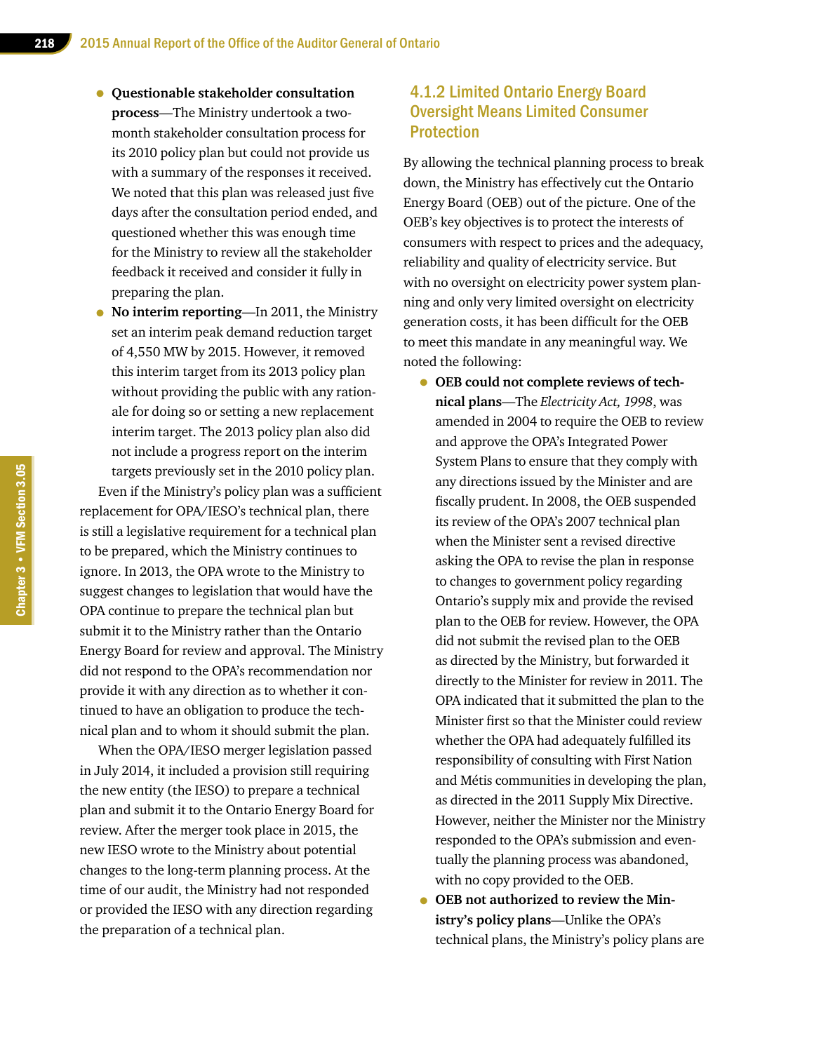- **Questionable stakeholder consultation process**—The Ministry undertook a two-month stakeholder consultation process for its 2010 policy plan but could not provide us with a summary of the responses it received. We noted that this plan was released just five days after the consultation period ended, and questioned whether this was enough time for the Ministry to review all the stakeholder feedback it received and consider it fully in preparing the plan.
- **No interim reporting**—In 2011, the Ministry set an interim peak demand reduction target of 4,550 MW by 2015. However, it removed this interim target from its 2013 policy plan without providing the public with any rationale for doing so or setting a new replacement interim target. The 2013 policy plan also did not include a progress report on the interim targets previously set in the 2010 policy plan.

Even if the Ministry's policy plan was a sufficient replacement for OPA/IESO's technical plan, there is still a legislative requirement for a technical plan to be prepared, which the Ministry continues to ignore. In 2013, the OPA wrote to the Ministry to suggest changes to legislation that would have the OPA continue to prepare the technical plan but submit it to the Ministry rather than the Ontario Energy Board for review and approval. The Ministry did not respond to the OPA's recommendation nor provide it with any direction as to whether it continued to have an obligation to produce the technical plan and to whom it should submit the plan.

When the OPA/IESO merger legislation passed in July 2014, it included a provision still requiring the new entity (the IESO) to prepare a technical plan and submit it to the Ontario Energy Board for review. After the merger took place in 2015, the new IESO wrote to the Ministry about potential changes to the long-term planning process. At the time of our audit, the Ministry had not responded or provided the IESO with any direction regarding the preparation of a technical plan.

### 4.1.2 Limited Ontario Energy Board Oversight Means Limited Consumer Protection

By allowing the technical planning process to break down, the Ministry has effectively cut the Ontario Energy Board (OEB) out of the picture. One of the OEB's key objectives is to protect the interests of consumers with respect to prices and the adequacy, reliability and quality of electricity service. But with no oversight on electricity power system planning and only very limited oversight on electricity generation costs, it has been difficult for the OEB to meet this mandate in any meaningful way. We noted the following:

- **OEB could not complete reviews of technical plans**—The *Electricity Act, 1998*, was amended in 2004 to require the OEB to review and approve the OPA's Integrated Power System Plans to ensure that they comply with any directions issued by the Minister and are fiscally prudent. In 2008, the OEB suspended its review of the OPA's 2007 technical plan when the Minister sent a revised directive asking the OPA to revise the plan in response to changes to government policy regarding Ontario's supply mix and provide the revised plan to the OEB for review. However, the OPA did not submit the revised plan to the OEB as directed by the Ministry, but forwarded it directly to the Minister for review in 2011. The OPA indicated that it submitted the plan to the Minister first so that the Minister could review whether the OPA had adequately fulfilled its responsibility of consulting with First Nation and Métis communities in developing the plan, as directed in the 2011 Supply Mix Directive. However, neither the Minister nor the Ministry responded to the OPA's submission and eventually the planning process was abandoned, with no copy provided to the OEB.
- **OEB not authorized to review the Ministry's policy plans**—Unlike the OPA's technical plans, the Ministry's policy plans are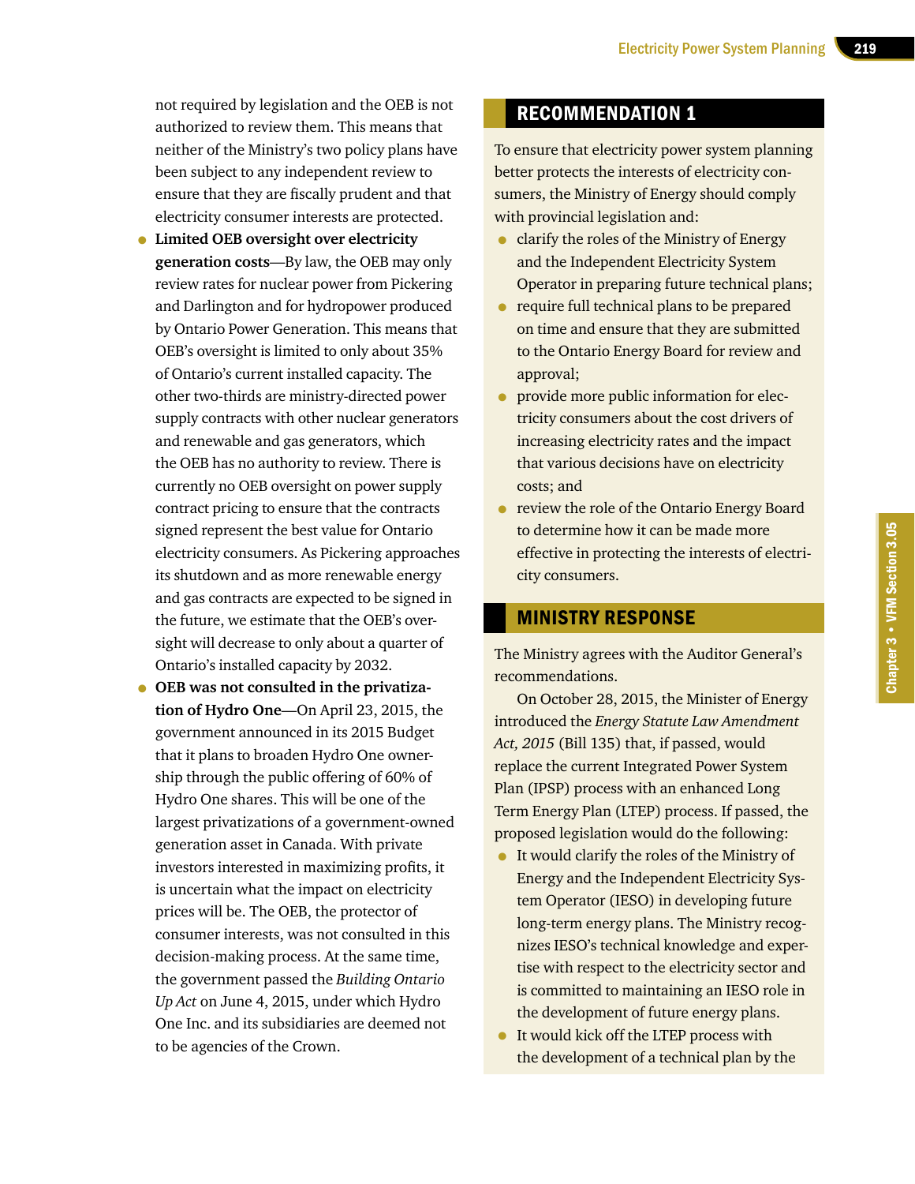not required by legislation and the OEB is not authorized to review them. This means that neither of the Ministry's two policy plans have been subject to any independent review to ensure that they are fiscally prudent and that electricity consumer interests are protected.

- **Limited OEB oversight over electricity generation costs**—By law, the OEB may only review rates for nuclear power from Pickering and Darlington and for hydropower produced by Ontario Power Generation. This means that OEB's oversight is limited to only about 35% of Ontario's current installed capacity. The other two-thirds are ministry-directed power supply contracts with other nuclear generators and renewable and gas generators, which the OEB has no authority to review. There is currently no OEB oversight on power supply contract pricing to ensure that the contracts signed represent the best value for Ontario electricity consumers. As Pickering approaches its shutdown and as more renewable energy and gas contracts are expected to be signed in the future, we estimate that the OEB's oversight will decrease to only about a quarter of Ontario's installed capacity by 2032.
- **OEB was not consulted in the privatization of Hydro One**—On April 23, 2015, the government announced in its 2015 Budget that it plans to broaden Hydro One ownership through the public offering of 60% of Hydro One shares. This will be one of the largest privatizations of a government-owned generation asset in Canada. With private investors interested in maximizing profits, it is uncertain what the impact on electricity prices will be. The OEB, the protector of consumer interests, was not consulted in this decision-making process. At the same time, the government passed the *Building Ontario Up Act* on June 4, 2015, under which Hydro One Inc. and its subsidiaries are deemed not to be agencies of the Crown.

## RECOMMENDATION 1

To ensure that electricity power system planning better protects the interests of electricity consumers, the Ministry of Energy should comply with provincial legislation and:

- clarify the roles of the Ministry of Energy and the Independent Electricity System Operator in preparing future technical plans;
- require full technical plans to be prepared on time and ensure that they are submitted to the Ontario Energy Board for review and approval;
- provide more public information for electricity consumers about the cost drivers of increasing electricity rates and the impact that various decisions have on electricity costs; and
- review the role of the Ontario Energy Board to determine how it can be made more effective in protecting the interests of electricity consumers.

## MINISTRY RESPONSE

The Ministry agrees with the Auditor General's recommendations.

On October 28, 2015, the Minister of Energy introduced the *Energy Statute Law Amendment Act, 2015* (Bill 135) that, if passed, would replace the current Integrated Power System Plan (IPSP) process with an enhanced Long Term Energy Plan (LTEP) process. If passed, the proposed legislation would do the following:

- It would clarify the roles of the Ministry of Energy and the Independent Electricity System Operator (IESO) in developing future long-term energy plans. The Ministry recognizes IESO's technical knowledge and expertise with respect to the electricity sector and is committed to maintaining an IESO role in the development of future energy plans.
- It would kick off the LTEP process with the development of a technical plan by the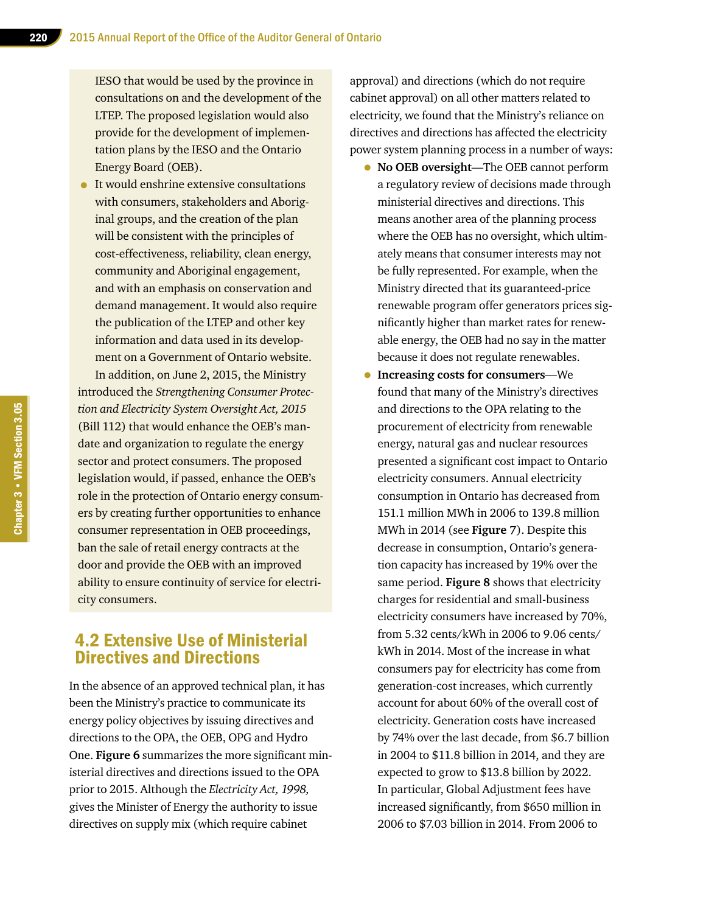IESO that would be used by the province in consultations on and the development of the LTEP. The proposed legislation would also provide for the development of implementation plans by the IESO and the Ontario Energy Board (OEB).

- It would enshrine extensive consultations with consumers, stakeholders and Aboriginal groups, and the creation of the plan will be consistent with the principles of cost-effectiveness, reliability, clean energy, community and Aboriginal engagement, and with an emphasis on conservation and demand management. It would also require the publication of the LTEP and other key information and data used in its development on a Government of Ontario website.

In addition, on June 2, 2015, the Ministry introduced the *Strengthening Consumer Protection and Electricity System Oversight Act, 2015* (Bill 112) that would enhance the OEB's mandate and organization to regulate the energy sector and protect consumers. The proposed legislation would, if passed, enhance the OEB's role in the protection of Ontario energy consumers by creating further opportunities to enhance consumer representation in OEB proceedings, ban the sale of retail energy contracts at the door and provide the OEB with an improved ability to ensure continuity of service for electricity consumers.

## 4.2 Extensive Use of Ministerial Directives and Directions

In the absence of an approved technical plan, it has been the Ministry's practice to communicate its energy policy objectives by issuing directives and directions to the OPA, the OEB, OPG and Hydro One. **Figure 6** summarizes the more significant ministerial directives and directions issued to the OPA prior to 2015. Although the *Electricity Act, 1998,* gives the Minister of Energy the authority to issue directives on supply mix (which require cabinet approval) and directions (which do not require cabinet approval) on all other matters related to electricity, we found that the Ministry's reliance on directives and directions has affected the electricity power system planning process in a number of ways:

- **No OEB oversight**—The OEB cannot perform a regulatory review of decisions made through ministerial directives and directions. This means another area of the planning process where the OEB has no oversight, which ultimately means that consumer interests may not be fully represented. For example, when the Ministry directed that its guaranteed-price renewable program offer generators prices significantly higher than market rates for renewable energy, the OEB had no say in the matter because it does not regulate renewables.
- **Increasing costs for consumers**—We found that many of the Ministry's directives and directions to the OPA relating to the procurement of electricity from renewable energy, natural gas and nuclear resources presented a significant cost impact to Ontario electricity consumers. Annual electricity consumption in Ontario has decreased from 151.1 million MWh in 2006 to 139.8 million MWh in 2014 (see **Figure 7**). Despite this decrease in consumption, Ontario's generation capacity has increased by 19% over the same period. **Figure 8** shows that electricity charges for residential and small-business electricity consumers have increased by 70%, from 5.32 cents/kWh in 2006 to 9.06 cents/kWh in 2014. Most of the increase in what consumers pay for electricity has come from generation-cost increases, which currently account for about 60% of the overall cost of electricity. Generation costs have increased by 74% over the last decade, from $6.7 billion in 2004 to $11.8 billion in 2014, and they are expected to grow to $13.8 billion by 2022. In particular, Global Adjustment fees have increased significantly, from $650 million in 2006 to $7.03 billion in 2014. From 2006 to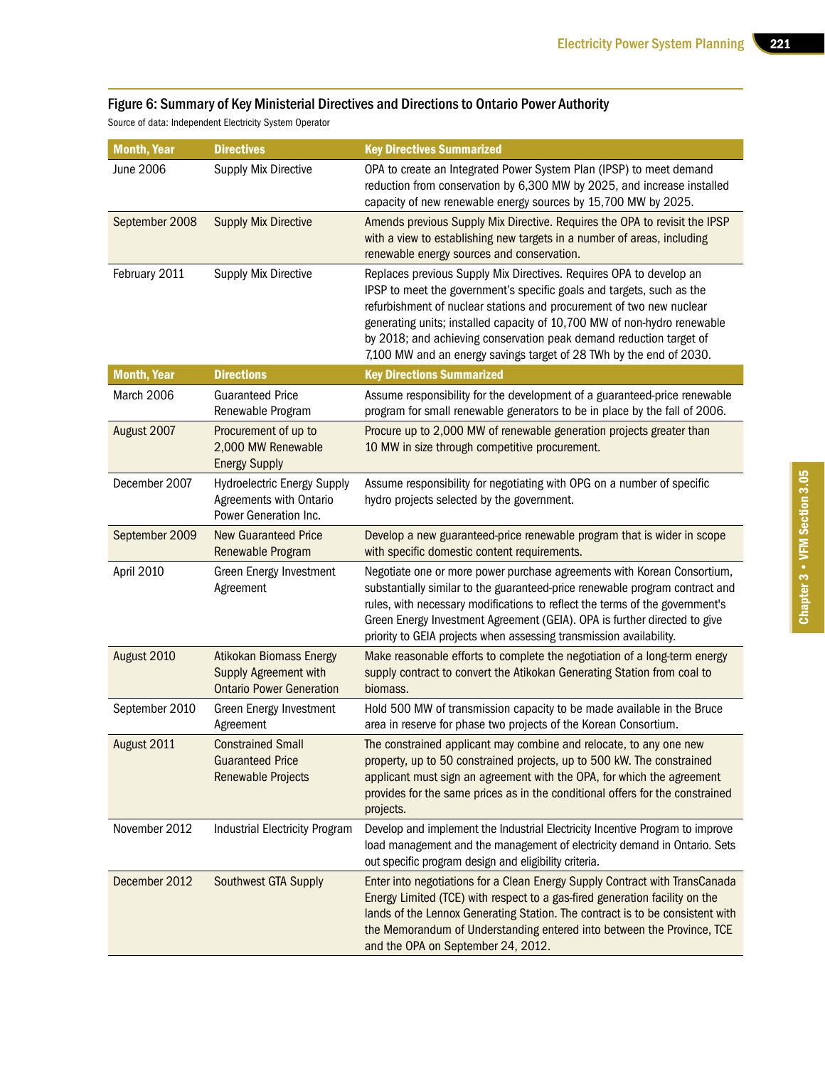### Figure 6: Summary of Key Ministerial Directives and Directions to Ontario Power Authority

Source of data: Independent Electricity System Operator

| Month, Year | Directives | Key Directives Summarized |
|---|---|---|
| June 2006 | Supply Mix Directive | OPA to create an Integrated Power System Plan (IPSP) to meet demand reduction from conservation by 6,300 MW by 2025, and increase installed capacity of new renewable energy sources by 15,700 MW by 2025. |
| September 2008 | Supply Mix Directive | Amends previous Supply Mix Directive. Requires the OPA to revisit the IPSP with a view to establishing new targets in a number of areas, including renewable energy sources and conservation. |
| February 2011 | Supply Mix Directive | Replaces previous Supply Mix Directives. Requires OPA to develop an IPSP to meet the government's specific goals and targets, such as the refurbishment of nuclear stations and procurement of two new nuclear generating units; installed capacity of 10,700 MW of non-hydro renewable by 2018; and achieving conservation peak demand reduction target of 7,100 MW and an energy savings target of 28 TWh by the end of 2030. |
| **Month, Year** | **Directions** | **Key Directions Summarized** |
| March 2006 | Guaranteed Price Renewable Program | Assume responsibility for the development of a guaranteed-price renewable program for small renewable generators to be in place by the fall of 2006. |
| August 2007 | Procurement of up to 2,000 MW Renewable Energy Supply | Procure up to 2,000 MW of renewable generation projects greater than 10 MW in size through competitive procurement. |
| December 2007 | Hydroelectric Energy Supply Agreements with Ontario Power Generation Inc. | Assume responsibility for negotiating with OPG on a number of specific hydro projects selected by the government. |
| September 2009 | New Guaranteed Price Renewable Program | Develop a new guaranteed-price renewable program that is wider in scope with specific domestic content requirements. |
| April 2010 | Green Energy Investment Agreement | Negotiate one or more power purchase agreements with Korean Consortium, substantially similar to the guaranteed-price renewable program contract and rules, with necessary modifications to reflect the terms of the government's Green Energy Investment Agreement (GEIA). OPA is further directed to give priority to GEIA projects when assessing transmission availability. |
| August 2010 | Atikokan Biomass Energy Supply Agreement with Ontario Power Generation | Make reasonable efforts to complete the negotiation of a long-term energy supply contract to convert the Atikokan Generating Station from coal to biomass. |
| September 2010 | Green Energy Investment Agreement | Hold 500 MW of transmission capacity to be made available in the Bruce area in reserve for phase two projects of the Korean Consortium. |
| August 2011 | Constrained Small Guaranteed Price Renewable Projects | The constrained applicant may combine and relocate, to any one new property, up to 50 constrained projects, up to 500 kW. The constrained applicant must sign an agreement with the OPA, for which the agreement provides for the same prices as in the conditional offers for the constrained projects. |
| November 2012 | Industrial Electricity Program | Develop and implement the Industrial Electricity Incentive Program to improve load management and the management of electricity demand in Ontario. Sets out specific program design and eligibility criteria. |
| December 2012 | Southwest GTA Supply | Enter into negotiations for a Clean Energy Supply Contract with TransCanada Energy Limited (TCE) with respect to a gas-fired generation facility on the lands of the Lennox Generating Station. The contract is to be consistent with the Memorandum of Understanding entered into between the Province, TCE and the OPA on September 24, 2012. |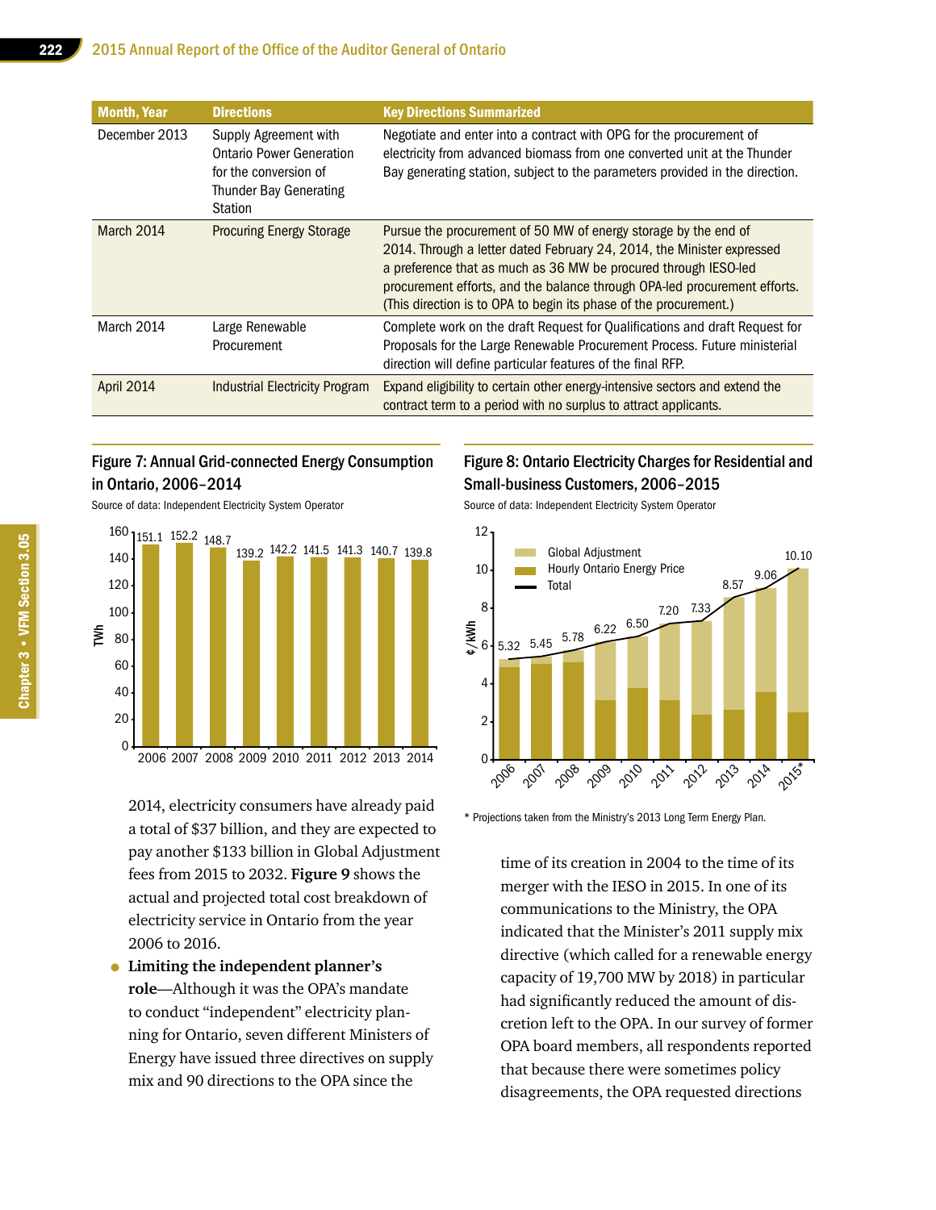| Month, Year | Directions | Key Directions Summarized |
|---|---|---|
| December 2013 | Supply Agreement with Ontario Power Generation for the conversion of Thunder Bay Generating Station | Negotiate and enter into a contract with OPG for the procurement of electricity from advanced biomass from one converted unit at the Thunder Bay generating station, subject to the parameters provided in the direction. |
| March 2014 | Procuring Energy Storage | Pursue the procurement of 50 MW of energy storage by the end of 2014. Through a letter dated February 24, 2014, the Minister expressed a preference that as much as 36 MW be procured through IESO-led procurement efforts, and the balance through OPA-led procurement efforts. (This direction is to OPA to begin its phase of the procurement.) |
| March 2014 | Large Renewable Procurement | Complete work on the draft Request for Qualifications and draft Request for Proposals for the Large Renewable Procurement Process. Future ministerial direction will define particular features of the final RFP. |
| April 2014 | Industrial Electricity Program | Expand eligibility to certain other energy-intensive sectors and extend the contract term to a period with no surplus to attract applicants. |

**Figure 7: Annual Grid-connected Energy Consumption in Ontario, 2006–2014**

Source of data: Independent Electricity System Operator

| Year | TWh |
|---|---|
| 2006 | 151.1 |
| 2007 | 152.2 |
| 2008 | 148.7 |
| 2009 | 139.2 |
| 2010 | 142.2 |
| 2011 | 141.5 |
| 2012 | 141.3 |
| 2013 | 140.7 |
| 2014 | 139.8 |

**Figure 8: Ontario Electricity Charges for Residential and Small-business Customers, 2006–2015**

Source of data: Independent Electricity System Operator

| Year | Total (¢/kWh) |
|---|---|
| 2006 | 5.32 |
| 2007 | 5.45 |
| 2008 | 5.78 |
| 2009 | 6.22 |
| 2010 | 6.50 |
| 2011 | 7.20 |
| 2012 | 7.33 |
| 2013 | 8.57 |
| 2014 | 9.06 |
| 2015* | 10.10 |

Legend: Global Adjustment; Hourly Ontario Energy Price; Total

\* Projections taken from the Ministry's 2013 Long Term Energy Plan.

2014, electricity consumers have already paid a total of $37 billion, and they are expected to pay another $133 billion in Global Adjustment fees from 2015 to 2032. **Figure 9** shows the actual and projected total cost breakdown of electricity service in Ontario from the year 2006 to 2016.

- **Limiting the independent planner's role**—Although it was the OPA's mandate to conduct "independent" electricity planning for Ontario, seven different Ministers of Energy have issued three directives on supply mix and 90 directions to the OPA since the time of its creation in 2004 to the time of its merger with the IESO in 2015. In one of its communications to the Ministry, the OPA indicated that the Minister's 2011 supply mix directive (which called for a renewable energy capacity of 19,700 MW by 2018) in particular had significantly reduced the amount of discretion left to the OPA. In our survey of former OPA board members, all respondents reported that because there were sometimes policy disagreements, the OPA requested directions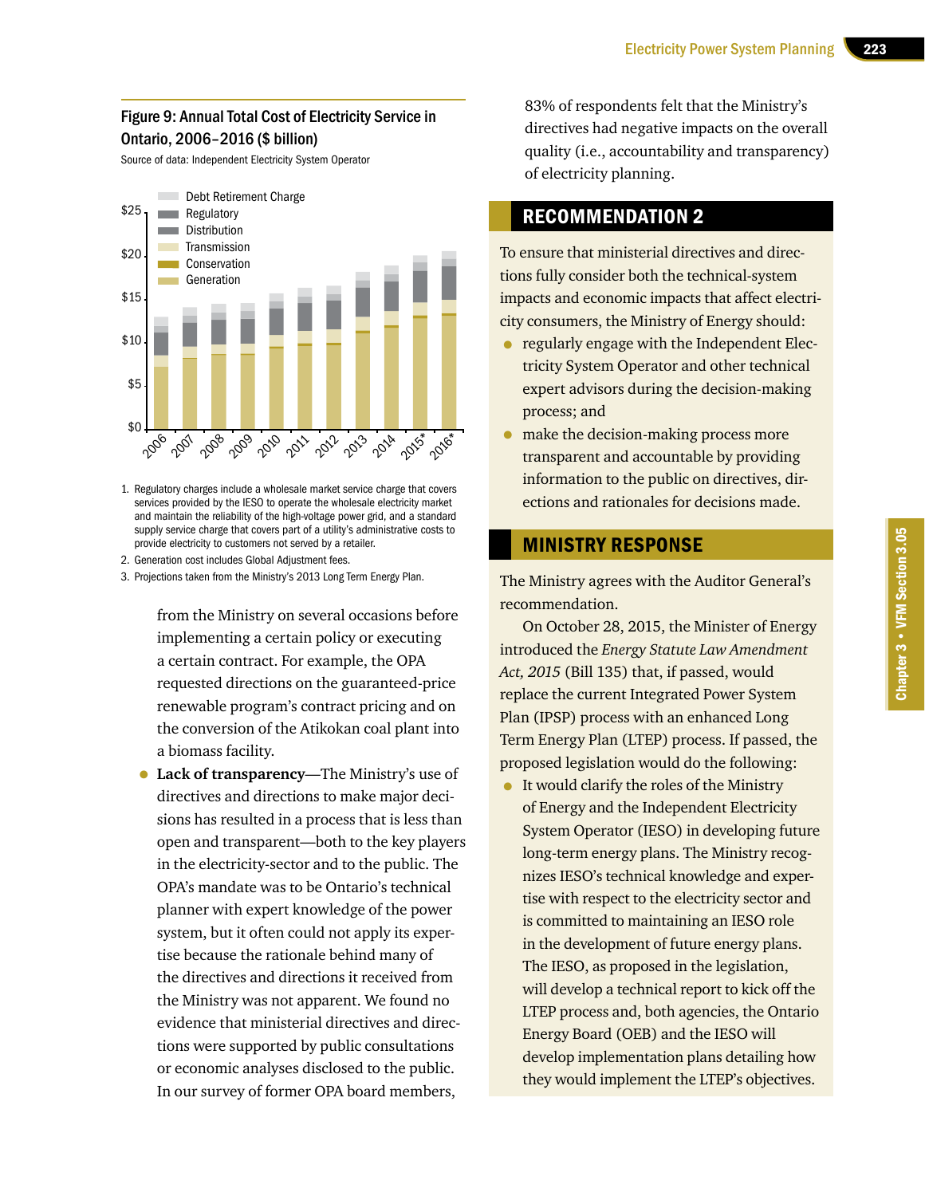### Figure 9: Annual Total Cost of Electricity Service in Ontario, 2006–2016 ($ billion)

Source of data: Independent Electricity System Operator

1. Regulatory charges include a wholesale market service charge that covers services provided by the IESO to operate the wholesale electricity market and maintain the reliability of the high-voltage power grid, and a standard supply service charge that covers part of a utility's administrative costs to provide electricity to customers not served by a retailer.
2. Generation cost includes Global Adjustment fees.
3. Projections taken from the Ministry's 2013 Long Term Energy Plan.

from the Ministry on several occasions before implementing a certain policy or executing a certain contract. For example, the OPA requested directions on the guaranteed-price renewable program's contract pricing and on the conversion of the Atikokan coal plant into a biomass facility.

- **Lack of transparency**—The Ministry's use of directives and directions to make major decisions has resulted in a process that is less than open and transparent—both to the key players in the electricity-sector and to the public. The OPA's mandate was to be Ontario's technical planner with expert knowledge of the power system, but it often could not apply its expertise because the rationale behind many of the directives and directions it received from the Ministry was not apparent. We found no evidence that ministerial directives and directions were supported by public consultations or economic analyses disclosed to the public. In our survey of former OPA board members, 83% of respondents felt that the Ministry's directives had negative impacts on the overall quality (i.e., accountability and transparency) of electricity planning.

## RECOMMENDATION 2

To ensure that ministerial directives and directions fully consider both the technical-system impacts and economic impacts that affect electricity consumers, the Ministry of Energy should:

- regularly engage with the Independent Electricity System Operator and other technical expert advisors during the decision-making process; and
- make the decision-making process more transparent and accountable by providing information to the public on directives, directions and rationales for decisions made.

## MINISTRY RESPONSE

The Ministry agrees with the Auditor General's recommendation.

On October 28, 2015, the Minister of Energy introduced the *Energy Statute Law Amendment Act, 2015* (Bill 135) that, if passed, would replace the current Integrated Power System Plan (IPSP) process with an enhanced Long Term Energy Plan (LTEP) process. If passed, the proposed legislation would do the following:

- It would clarify the roles of the Ministry of Energy and the Independent Electricity System Operator (IESO) in developing future long-term energy plans. The Ministry recognizes IESO's technical knowledge and expertise with respect to the electricity sector and is committed to maintaining an IESO role in the development of future energy plans. The IESO, as proposed in the legislation, will develop a technical report to kick off the LTEP process and, both agencies, the Ontario Energy Board (OEB) and the IESO will develop implementation plans detailing how they would implement the LTEP's objectives.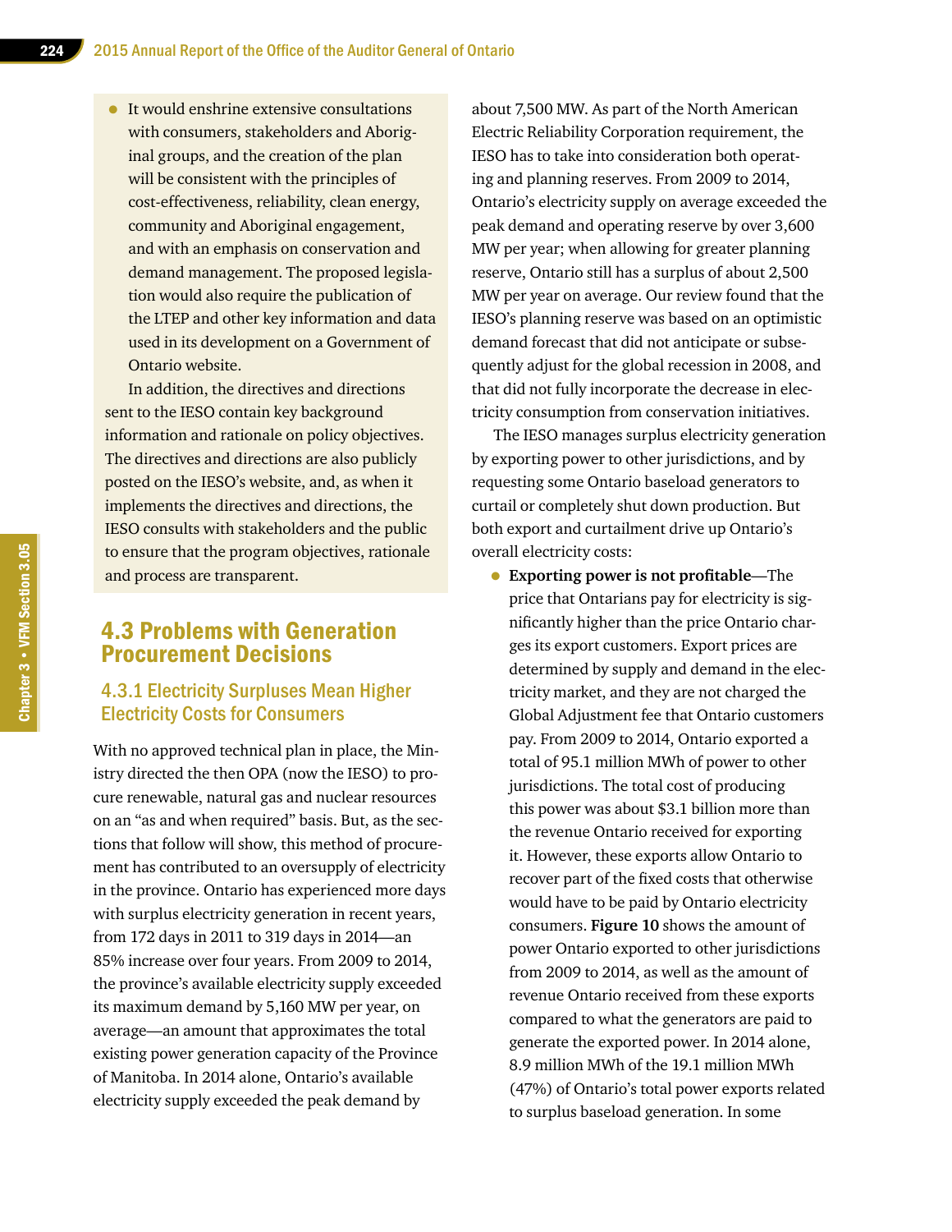- It would enshrine extensive consultations with consumers, stakeholders and Aboriginal groups, and the creation of the plan will be consistent with the principles of cost-effectiveness, reliability, clean energy, community and Aboriginal engagement, and with an emphasis on conservation and demand management. The proposed legislation would also require the publication of the LTEP and other key information and data used in its development on a Government of Ontario website.

In addition, the directives and directions sent to the IESO contain key background information and rationale on policy objectives. The directives and directions are also publicly posted on the IESO's website, and, as when it implements the directives and directions, the IESO consults with stakeholders and the public to ensure that the program objectives, rationale and process are transparent.

## 4.3 Problems with Generation Procurement Decisions

### 4.3.1 Electricity Surpluses Mean Higher Electricity Costs for Consumers

With no approved technical plan in place, the Ministry directed the then OPA (now the IESO) to procure renewable, natural gas and nuclear resources on an "as and when required" basis. But, as the sections that follow will show, this method of procurement has contributed to an oversupply of electricity in the province. Ontario has experienced more days with surplus electricity generation in recent years, from 172 days in 2011 to 319 days in 2014—an 85% increase over four years. From 2009 to 2014, the province's available electricity supply exceeded its maximum demand by 5,160 MW per year, on average—an amount that approximates the total existing power generation capacity of the Province of Manitoba. In 2014 alone, Ontario's available electricity supply exceeded the peak demand by about 7,500 MW. As part of the North American Electric Reliability Corporation requirement, the IESO has to take into consideration both operating and planning reserves. From 2009 to 2014, Ontario's electricity supply on average exceeded the peak demand and operating reserve by over 3,600 MW per year; when allowing for greater planning reserve, Ontario still has a surplus of about 2,500 MW per year on average. Our review found that the IESO's planning reserve was based on an optimistic demand forecast that did not anticipate or subsequently adjust for the global recession in 2008, and that did not fully incorporate the decrease in electricity consumption from conservation initiatives.

The IESO manages surplus electricity generation by exporting power to other jurisdictions, and by requesting some Ontario baseload generators to curtail or completely shut down production. But both export and curtailment drive up Ontario's overall electricity costs:

- **Exporting power is not profitable**—The price that Ontarians pay for electricity is significantly higher than the price Ontario charges its export customers. Export prices are determined by supply and demand in the electricity market, and they are not charged the Global Adjustment fee that Ontario customers pay. From 2009 to 2014, Ontario exported a total of 95.1 million MWh of power to other jurisdictions. The total cost of producing this power was about $3.1 billion more than the revenue Ontario received for exporting it. However, these exports allow Ontario to recover part of the fixed costs that otherwise would have to be paid by Ontario electricity consumers. **Figure 10** shows the amount of power Ontario exported to other jurisdictions from 2009 to 2014, as well as the amount of revenue Ontario received from these exports compared to what the generators are paid to generate the exported power. In 2014 alone, 8.9 million MWh of the 19.1 million MWh (47%) of Ontario's total power exports related to surplus baseload generation. In some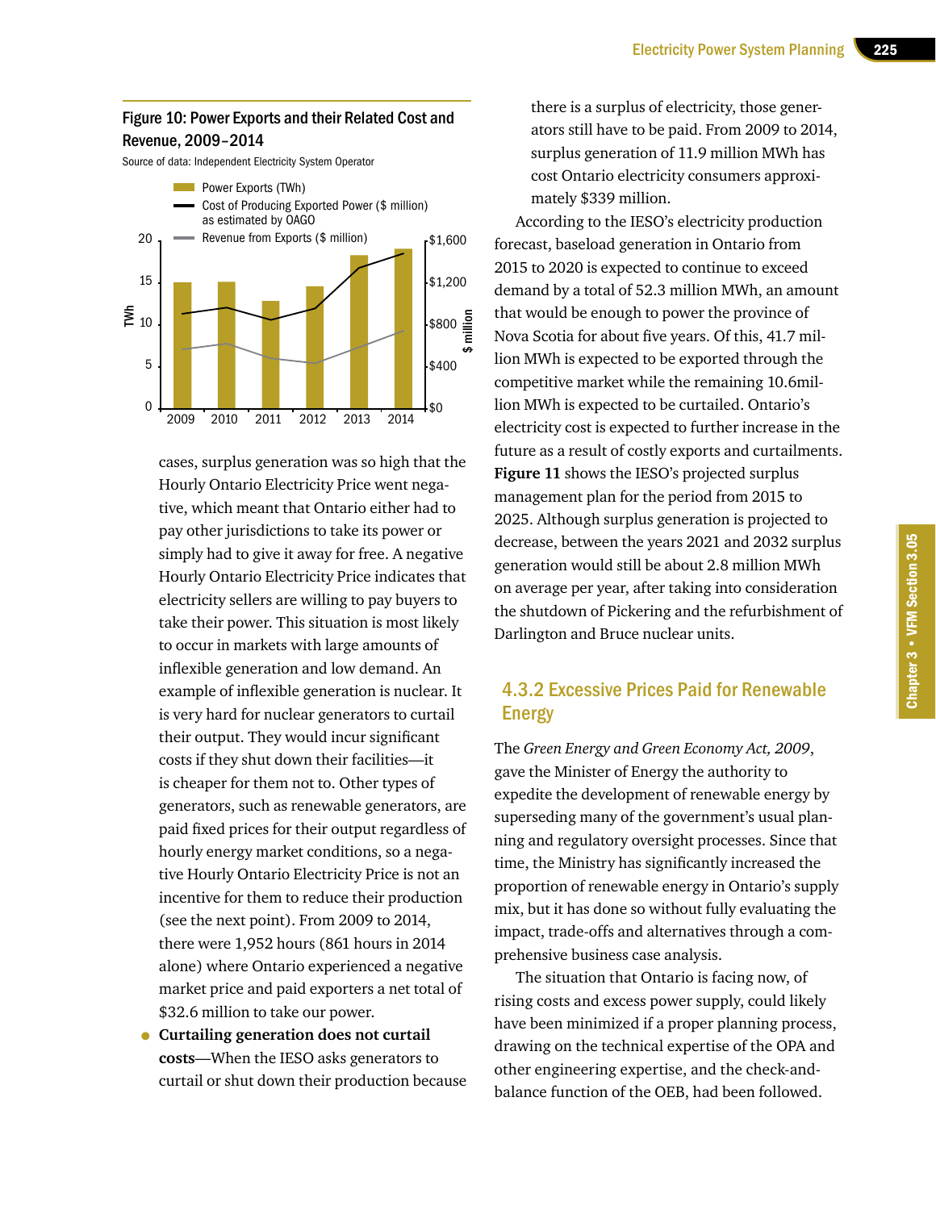**Figure 10: Power Exports and their Related Cost and Revenue, 2009–2014**

Source of data: Independent Electricity System Operator

cases, surplus generation was so high that the Hourly Ontario Electricity Price went negative, which meant that Ontario either had to pay other jurisdictions to take its power or simply had to give it away for free. A negative Hourly Ontario Electricity Price indicates that electricity sellers are willing to pay buyers to take their power. This situation is most likely to occur in markets with large amounts of inflexible generation and low demand. An example of inflexible generation is nuclear. It is very hard for nuclear generators to curtail their output. They would incur significant costs if they shut down their facilities—it is cheaper for them not to. Other types of generators, such as renewable generators, are paid fixed prices for their output regardless of hourly energy market conditions, so a negative Hourly Ontario Electricity Price is not an incentive for them to reduce their production (see the next point). From 2009 to 2014, there were 1,952 hours (861 hours in 2014 alone) where Ontario experienced a negative market price and paid exporters a net total of $32.6 million to take our power.

- **Curtailing generation does not curtail costs**—When the IESO asks generators to curtail or shut down their production because there is a surplus of electricity, those generators still have to be paid. From 2009 to 2014, surplus generation of 11.9 million MWh has cost Ontario electricity consumers approximately $339 million.

According to the IESO's electricity production forecast, baseload generation in Ontario from 2015 to 2020 is expected to continue to exceed demand by a total of 52.3 million MWh, an amount that would be enough to power the province of Nova Scotia for about five years. Of this, 41.7 million MWh is expected to be exported through the competitive market while the remaining 10.6million MWh is expected to be curtailed. Ontario's electricity cost is expected to further increase in the future as a result of costly exports and curtailments. **Figure 11** shows the IESO's projected surplus management plan for the period from 2015 to 2025. Although surplus generation is projected to decrease, between the years 2021 and 2032 surplus generation would still be about 2.8 million MWh on average per year, after taking into consideration the shutdown of Pickering and the refurbishment of Darlington and Bruce nuclear units.

### 4.3.2 Excessive Prices Paid for Renewable Energy

The *Green Energy and Green Economy Act, 2009*, gave the Minister of Energy the authority to expedite the development of renewable energy by superseding many of the government's usual planning and regulatory oversight processes. Since that time, the Ministry has significantly increased the proportion of renewable energy in Ontario's supply mix, but it has done so without fully evaluating the impact, trade-offs and alternatives through a comprehensive business case analysis.

The situation that Ontario is facing now, of rising costs and excess power supply, could likely have been minimized if a proper planning process, drawing on the technical expertise of the OPA and other engineering expertise, and the check-and-balance function of the OEB, had been followed.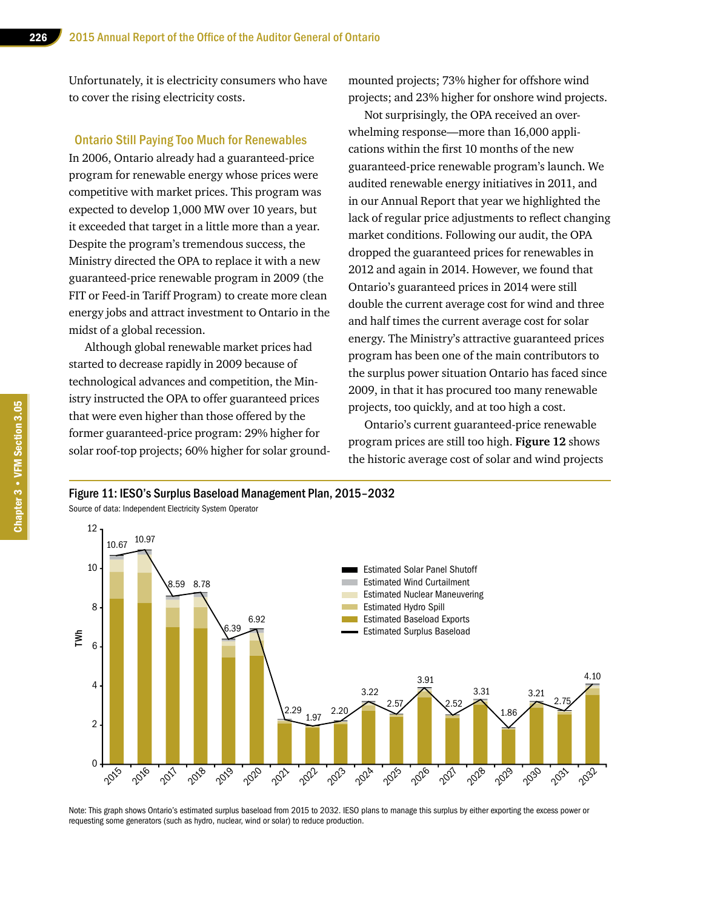Unfortunately, it is electricity consumers who have to cover the rising electricity costs.

### Ontario Still Paying Too Much for Renewables

In 2006, Ontario already had a guaranteed-price program for renewable energy whose prices were competitive with market prices. This program was expected to develop 1,000 MW over 10 years, but it exceeded that target in a little more than a year. Despite the program's tremendous success, the Ministry directed the OPA to replace it with a new guaranteed-price renewable program in 2009 (the FIT or Feed-in Tariff Program) to create more clean energy jobs and attract investment to Ontario in the midst of a global recession.

Although global renewable market prices had started to decrease rapidly in 2009 because of technological advances and competition, the Ministry instructed the OPA to offer guaranteed prices that were even higher than those offered by the former guaranteed-price program: 29% higher for solar roof-top projects; 60% higher for solar ground-mounted projects; 73% higher for offshore wind projects; and 23% higher for onshore wind projects.

Not surprisingly, the OPA received an overwhelming response—more than 16,000 applications within the first 10 months of the new guaranteed-price renewable program's launch. We audited renewable energy initiatives in 2011, and in our Annual Report that year we highlighted the lack of regular price adjustments to reflect changing market conditions. Following our audit, the OPA dropped the guaranteed prices for renewables in 2012 and again in 2014. However, we found that Ontario's guaranteed prices in 2014 were still double the current average cost for wind and three and half times the current average cost for solar energy. The Ministry's attractive guaranteed prices program has been one of the main contributors to the surplus power situation Ontario has faced since 2009, in that it has procured too many renewable projects, too quickly, and at too high a cost.

Ontario's current guaranteed-price renewable program prices are still too high. **Figure 12** shows the historic average cost of solar and wind projects

**Figure 11: IESO's Surplus Baseload Management Plan, 2015–2032**

Source of data: Independent Electricity System Operator

Estimated Surplus Baseload (TWh):

| Year | 2015 | 2016 | 2017 | 2018 | 2019 | 2020 | 2021 | 2022 | 2023 | 2024 | 2025 | 2026 | 2027 | 2028 | 2029 | 2030 | 2031 | 2032 |
|---|---|---|---|---|---|---|---|---|---|---|---|---|---|---|---|---|---|---|
| TWh | 10.67 | 10.97 | 8.59 | 8.78 | 6.39 | 6.92 | 2.29 | 1.97 | 2.20 | 3.22 | 2.57 | 3.91 | 2.52 | 3.31 | 1.86 | 3.21 | 2.75 | 4.10 |

Legend: Estimated Solar Panel Shutoff; Estimated Wind Curtailment; Estimated Nuclear Maneuvering; Estimated Hydro Spill; Estimated Baseload Exports; Estimated Surplus Baseload

Note: This graph shows Ontario's estimated surplus baseload from 2015 to 2032. IESO plans to manage this surplus by either exporting the excess power or requesting some generators (such as hydro, nuclear, wind or solar) to reduce production.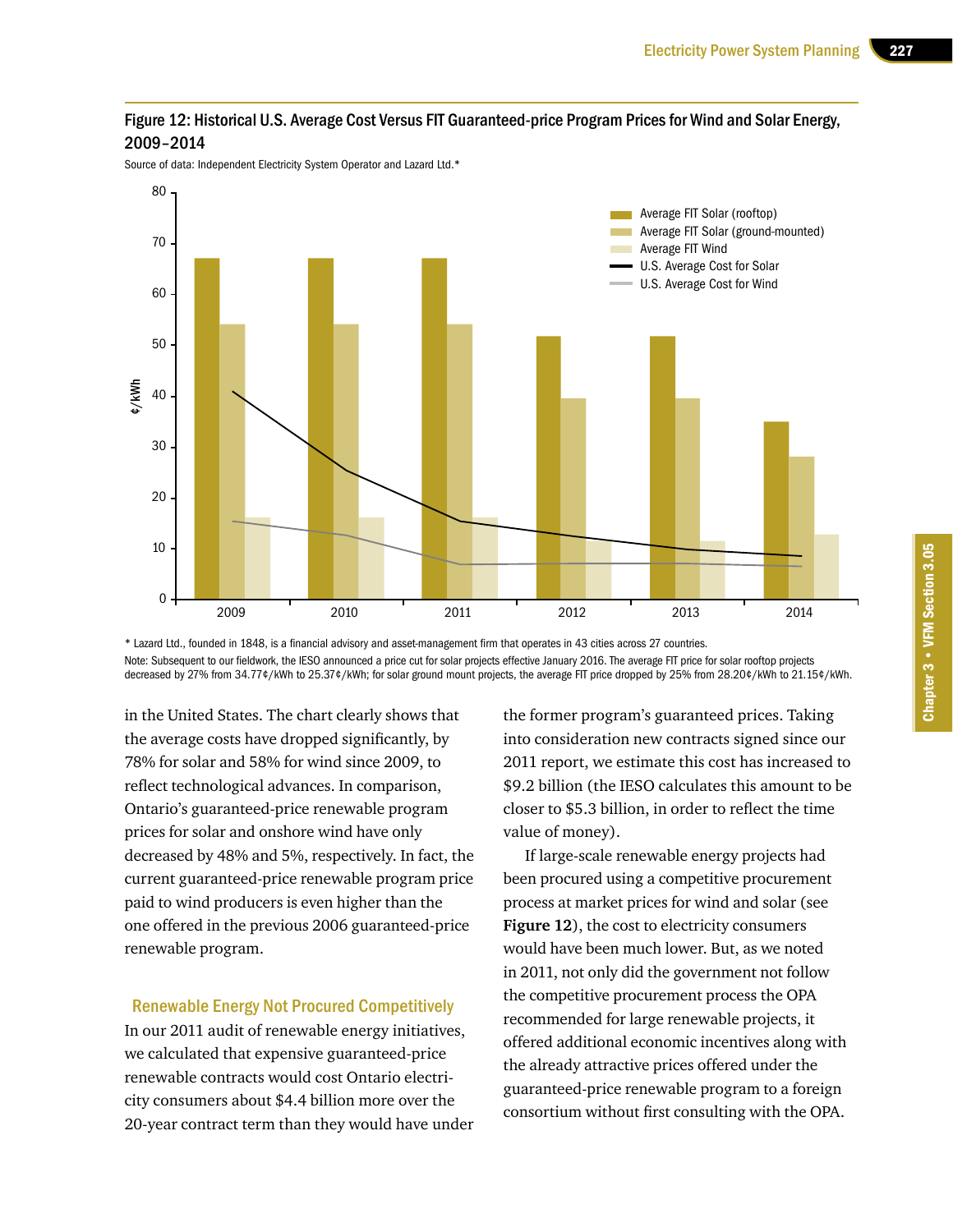**Figure 12: Historical U.S. Average Cost Versus FIT Guaranteed-price Program Prices for Wind and Solar Energy, 2009–2014**

Source of data: Independent Electricity System Operator and Lazard Ltd.*

\* Lazard Ltd., founded in 1848, is a financial advisory and asset-management firm that operates in 43 cities across 27 countries.

Note: Subsequent to our fieldwork, the IESO announced a price cut for solar projects effective January 2016. The average FIT price for solar rooftop projects decreased by 27% from 34.77¢/kWh to 25.37¢/kWh; for solar ground mount projects, the average FIT price dropped by 25% from 28.20¢/kWh to 21.15¢/kWh.

in the United States. The chart clearly shows that the average costs have dropped significantly, by 78% for solar and 58% for wind since 2009, to reflect technological advances. In comparison, Ontario's guaranteed-price renewable program prices for solar and onshore wind have only decreased by 48% and 5%, respectively. In fact, the current guaranteed-price renewable program price paid to wind producers is even higher than the one offered in the previous 2006 guaranteed-price renewable program.

### Renewable Energy Not Procured Competitively

In our 2011 audit of renewable energy initiatives, we calculated that expensive guaranteed-price renewable contracts would cost Ontario electricity consumers about $4.4 billion more over the 20-year contract term than they would have under the former program's guaranteed prices. Taking into consideration new contracts signed since our 2011 report, we estimate this cost has increased to $9.2 billion (the IESO calculates this amount to be closer to $5.3 billion, in order to reflect the time value of money).

If large-scale renewable energy projects had been procured using a competitive procurement process at market prices for wind and solar (see **Figure 12**), the cost to electricity consumers would have been much lower. But, as we noted in 2011, not only did the government not follow the competitive procurement process the OPA recommended for large renewable projects, it offered additional economic incentives along with the already attractive prices offered under the guaranteed-price renewable program to a foreign consortium without first consulting with the OPA.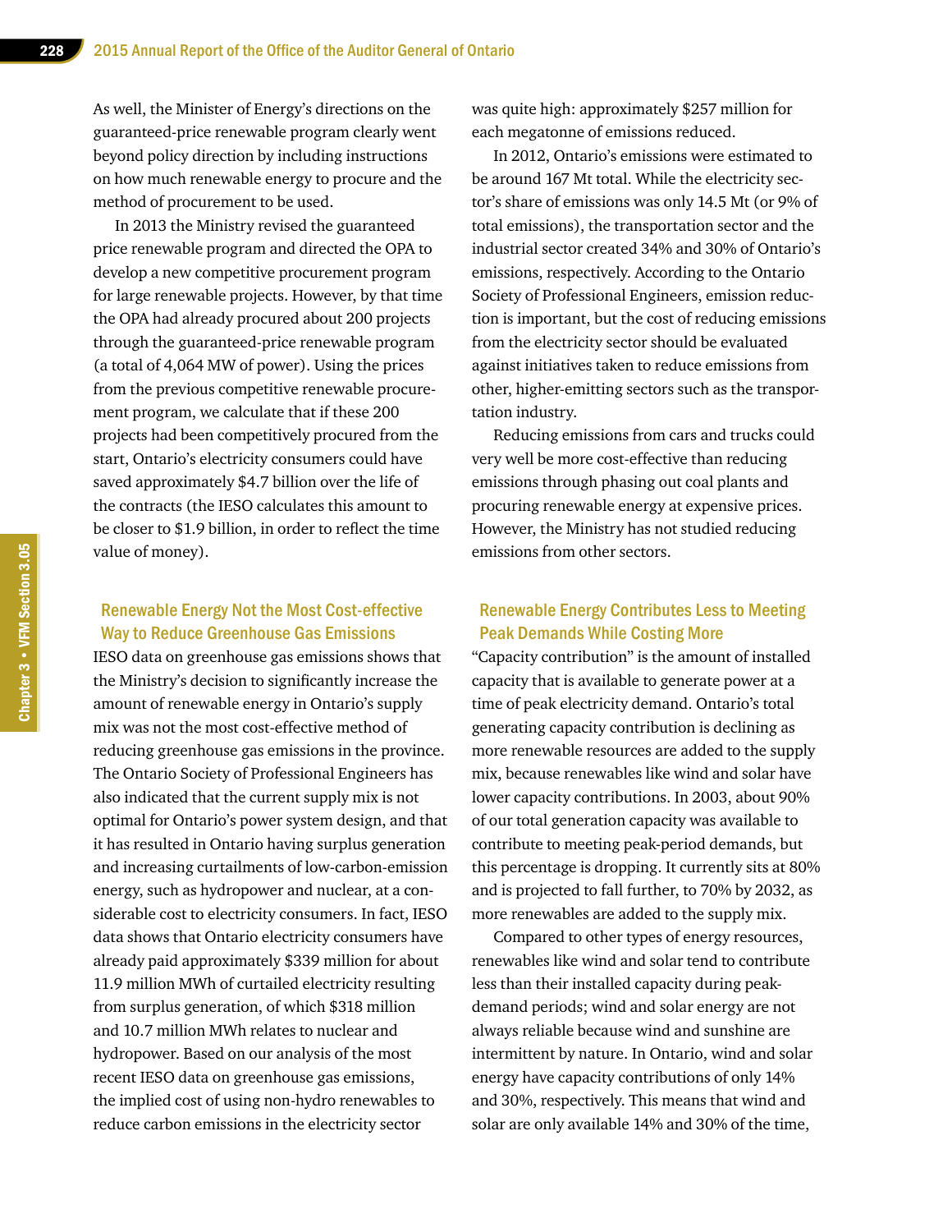As well, the Minister of Energy's directions on the guaranteed-price renewable program clearly went beyond policy direction by including instructions on how much renewable energy to procure and the method of procurement to be used.

In 2013 the Ministry revised the guaranteed price renewable program and directed the OPA to develop a new competitive procurement program for large renewable projects. However, by that time the OPA had already procured about 200 projects through the guaranteed-price renewable program (a total of 4,064 MW of power). Using the prices from the previous competitive renewable procurement program, we calculate that if these 200 projects had been competitively procured from the start, Ontario's electricity consumers could have saved approximately $4.7 billion over the life of the contracts (the IESO calculates this amount to be closer to $1.9 billion, in order to reflect the time value of money).

### Renewable Energy Not the Most Cost-effective Way to Reduce Greenhouse Gas Emissions

IESO data on greenhouse gas emissions shows that the Ministry's decision to significantly increase the amount of renewable energy in Ontario's supply mix was not the most cost-effective method of reducing greenhouse gas emissions in the province. The Ontario Society of Professional Engineers has also indicated that the current supply mix is not optimal for Ontario's power system design, and that it has resulted in Ontario having surplus generation and increasing curtailments of low-carbon-emission energy, such as hydropower and nuclear, at a considerable cost to electricity consumers. In fact, IESO data shows that Ontario electricity consumers have already paid approximately $339 million for about 11.9 million MWh of curtailed electricity resulting from surplus generation, of which $318 million and 10.7 million MWh relates to nuclear and hydropower. Based on our analysis of the most recent IESO data on greenhouse gas emissions, the implied cost of using non-hydro renewables to reduce carbon emissions in the electricity sector was quite high: approximately $257 million for each megatonne of emissions reduced.

In 2012, Ontario's emissions were estimated to be around 167 Mt total. While the electricity sector's share of emissions was only 14.5 Mt (or 9% of total emissions), the transportation sector and the industrial sector created 34% and 30% of Ontario's emissions, respectively. According to the Ontario Society of Professional Engineers, emission reduction is important, but the cost of reducing emissions from the electricity sector should be evaluated against initiatives taken to reduce emissions from other, higher-emitting sectors such as the transportation industry.

Reducing emissions from cars and trucks could very well be more cost-effective than reducing emissions through phasing out coal plants and procuring renewable energy at expensive prices. However, the Ministry has not studied reducing emissions from other sectors.

### Renewable Energy Contributes Less to Meeting Peak Demands While Costing More

"Capacity contribution" is the amount of installed capacity that is available to generate power at a time of peak electricity demand. Ontario's total generating capacity contribution is declining as more renewable resources are added to the supply mix, because renewables like wind and solar have lower capacity contributions. In 2003, about 90% of our total generation capacity was available to contribute to meeting peak-period demands, but this percentage is dropping. It currently sits at 80% and is projected to fall further, to 70% by 2032, as more renewables are added to the supply mix.

Compared to other types of energy resources, renewables like wind and solar tend to contribute less than their installed capacity during peak-demand periods; wind and solar energy are not always reliable because wind and sunshine are intermittent by nature. In Ontario, wind and solar energy have capacity contributions of only 14% and 30%, respectively. This means that wind and solar are only available 14% and 30% of the time,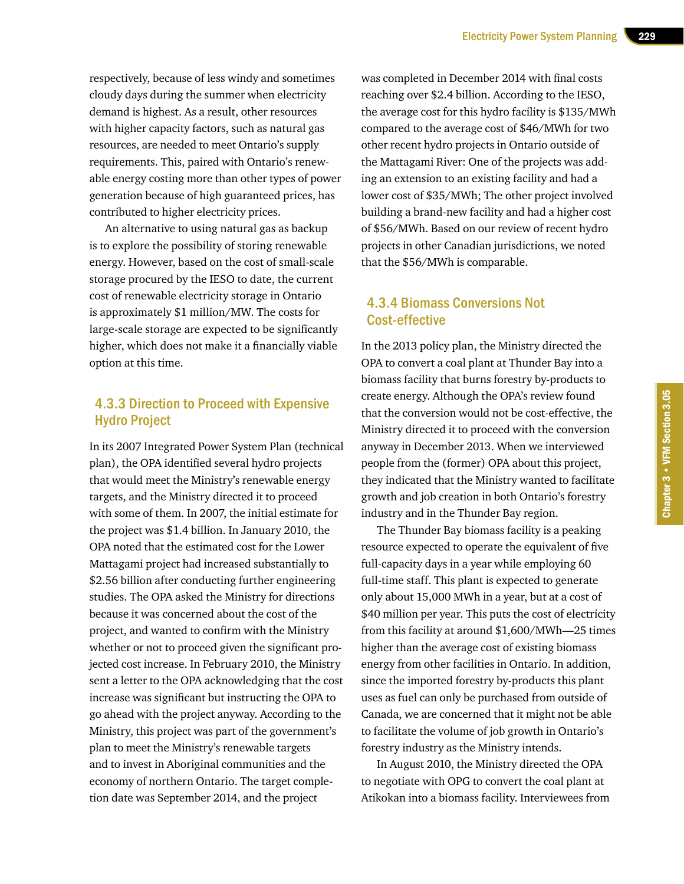respectively, because of less windy and sometimes cloudy days during the summer when electricity demand is highest. As a result, other resources with higher capacity factors, such as natural gas resources, are needed to meet Ontario's supply requirements. This, paired with Ontario's renewable energy costing more than other types of power generation because of high guaranteed prices, has contributed to higher electricity prices.

An alternative to using natural gas as backup is to explore the possibility of storing renewable energy. However, based on the cost of small-scale storage procured by the IESO to date, the current cost of renewable electricity storage in Ontario is approximately $1 million/MW. The costs for large-scale storage are expected to be significantly higher, which does not make it a financially viable option at this time.

### 4.3.3 Direction to Proceed with Expensive Hydro Project

In its 2007 Integrated Power System Plan (technical plan), the OPA identified several hydro projects that would meet the Ministry's renewable energy targets, and the Ministry directed it to proceed with some of them. In 2007, the initial estimate for the project was $1.4 billion. In January 2010, the OPA noted that the estimated cost for the Lower Mattagami project had increased substantially to $2.56 billion after conducting further engineering studies. The OPA asked the Ministry for directions because it was concerned about the cost of the project, and wanted to confirm with the Ministry whether or not to proceed given the significant projected cost increase. In February 2010, the Ministry sent a letter to the OPA acknowledging that the cost increase was significant but instructing the OPA to go ahead with the project anyway. According to the Ministry, this project was part of the government's plan to meet the Ministry's renewable targets and to invest in Aboriginal communities and the economy of northern Ontario. The target completion date was September 2014, and the project was completed in December 2014 with final costs reaching over $2.4 billion. According to the IESO, the average cost for this hydro facility is $135/MWh compared to the average cost of $46/MWh for two other recent hydro projects in Ontario outside of the Mattagami River: One of the projects was adding an extension to an existing facility and had a lower cost of $35/MWh; The other project involved building a brand-new facility and had a higher cost of $56/MWh. Based on our review of recent hydro projects in other Canadian jurisdictions, we noted that the $56/MWh is comparable.

### 4.3.4 Biomass Conversions Not Cost-effective

In the 2013 policy plan, the Ministry directed the OPA to convert a coal plant at Thunder Bay into a biomass facility that burns forestry by-products to create energy. Although the OPA's review found that the conversion would not be cost-effective, the Ministry directed it to proceed with the conversion anyway in December 2013. When we interviewed people from the (former) OPA about this project, they indicated that the Ministry wanted to facilitate growth and job creation in both Ontario's forestry industry and in the Thunder Bay region.

The Thunder Bay biomass facility is a peaking resource expected to operate the equivalent of five full-capacity days in a year while employing 60 full-time staff. This plant is expected to generate only about 15,000 MWh in a year, but at a cost of $40 million per year. This puts the cost of electricity from this facility at around $1,600/MWh—25 times higher than the average cost of existing biomass energy from other facilities in Ontario. In addition, since the imported forestry by-products this plant uses as fuel can only be purchased from outside of Canada, we are concerned that it might not be able to facilitate the volume of job growth in Ontario's forestry industry as the Ministry intends.

In August 2010, the Ministry directed the OPA to negotiate with OPG to convert the coal plant at Atikokan into a biomass facility. Interviewees from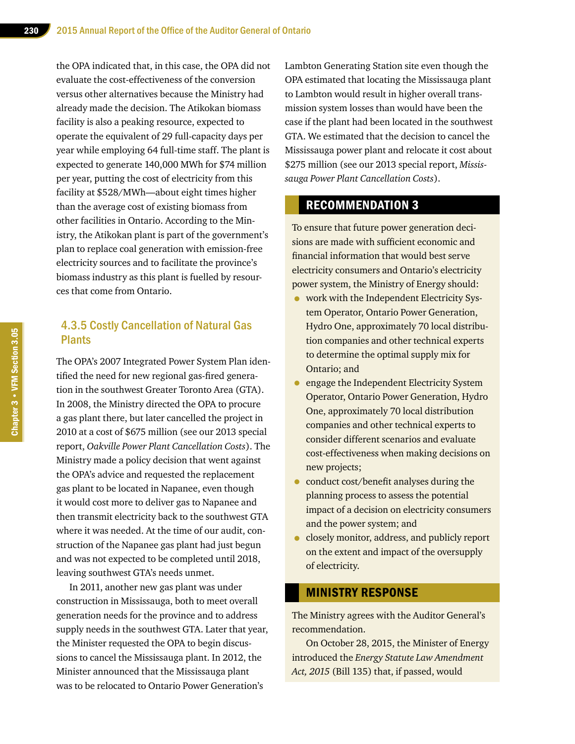the OPA indicated that, in this case, the OPA did not evaluate the cost-effectiveness of the conversion versus other alternatives because the Ministry had already made the decision. The Atikokan biomass facility is also a peaking resource, expected to operate the equivalent of 29 full-capacity days per year while employing 64 full-time staff. The plant is expected to generate 140,000 MWh for $74 million per year, putting the cost of electricity from this facility at $528/MWh—about eight times higher than the average cost of existing biomass from other facilities in Ontario. According to the Ministry, the Atikokan plant is part of the government's plan to replace coal generation with emission-free electricity sources and to facilitate the province's biomass industry as this plant is fuelled by resources that come from Ontario.

### 4.3.5 Costly Cancellation of Natural Gas Plants

The OPA's 2007 Integrated Power System Plan identified the need for new regional gas-fired generation in the southwest Greater Toronto Area (GTA). In 2008, the Ministry directed the OPA to procure a gas plant there, but later cancelled the project in 2010 at a cost of $675 million (see our 2013 special report, *Oakville Power Plant Cancellation Costs*). The Ministry made a policy decision that went against the OPA's advice and requested the replacement gas plant to be located in Napanee, even though it would cost more to deliver gas to Napanee and then transmit electricity back to the southwest GTA where it was needed. At the time of our audit, construction of the Napanee gas plant had just begun and was not expected to be completed until 2018, leaving southwest GTA's needs unmet.

In 2011, another new gas plant was under construction in Mississauga, both to meet overall generation needs for the province and to address supply needs in the southwest GTA. Later that year, the Minister requested the OPA to begin discussions to cancel the Mississauga plant. In 2012, the Minister announced that the Mississauga plant was to be relocated to Ontario Power Generation's Lambton Generating Station site even though the OPA estimated that locating the Mississauga plant to Lambton would result in higher overall transmission system losses than would have been the case if the plant had been located in the southwest GTA. We estimated that the decision to cancel the Mississauga power plant and relocate it cost about $275 million (see our 2013 special report, *Mississauga Power Plant Cancellation Costs*).

## RECOMMENDATION 3

To ensure that future power generation decisions are made with sufficient economic and financial information that would best serve electricity consumers and Ontario's electricity power system, the Ministry of Energy should:

- work with the Independent Electricity System Operator, Ontario Power Generation, Hydro One, approximately 70 local distribution companies and other technical experts to determine the optimal supply mix for Ontario; and
- engage the Independent Electricity System Operator, Ontario Power Generation, Hydro One, approximately 70 local distribution companies and other technical experts to consider different scenarios and evaluate cost-effectiveness when making decisions on new projects;
- conduct cost/benefit analyses during the planning process to assess the potential impact of a decision on electricity consumers and the power system; and
- closely monitor, address, and publicly report on the extent and impact of the oversupply of electricity.

## MINISTRY RESPONSE

The Ministry agrees with the Auditor General's recommendation.

On October 28, 2015, the Minister of Energy introduced the *Energy Statute Law Amendment Act, 2015* (Bill 135) that, if passed, would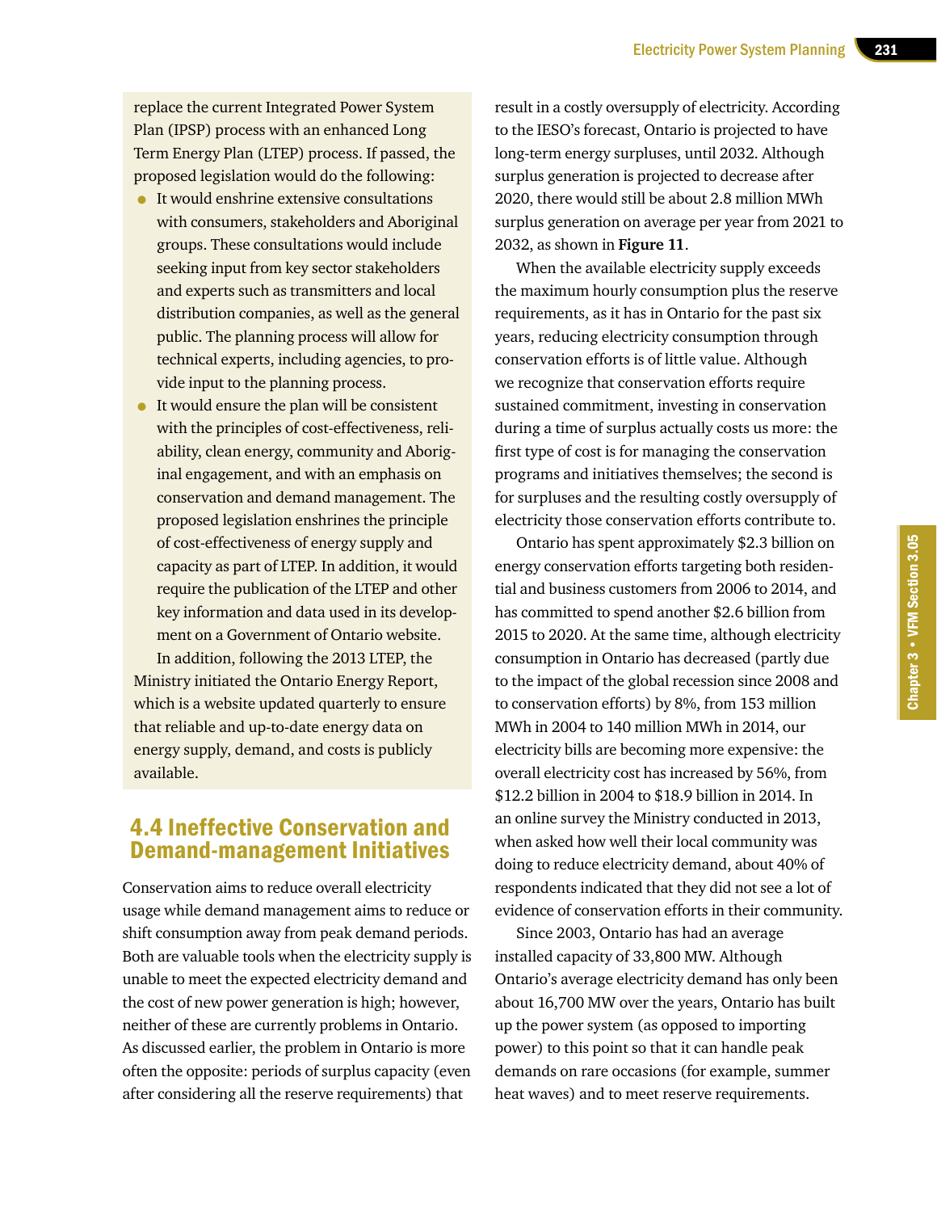replace the current Integrated Power System Plan (IPSP) process with an enhanced Long Term Energy Plan (LTEP) process. If passed, the proposed legislation would do the following:

- It would enshrine extensive consultations with consumers, stakeholders and Aboriginal groups. These consultations would include seeking input from key sector stakeholders and experts such as transmitters and local distribution companies, as well as the general public. The planning process will allow for technical experts, including agencies, to provide input to the planning process.
- It would ensure the plan will be consistent with the principles of cost-effectiveness, reliability, clean energy, community and Aboriginal engagement, and with an emphasis on conservation and demand management. The proposed legislation enshrines the principle of cost-effectiveness of energy supply and capacity as part of LTEP. In addition, it would require the publication of the LTEP and other key information and data used in its development on a Government of Ontario website.

In addition, following the 2013 LTEP, the Ministry initiated the Ontario Energy Report, which is a website updated quarterly to ensure that reliable and up-to-date energy data on energy supply, demand, and costs is publicly available.

## 4.4 Ineffective Conservation and Demand-management Initiatives

Conservation aims to reduce overall electricity usage while demand management aims to reduce or shift consumption away from peak demand periods. Both are valuable tools when the electricity supply is unable to meet the expected electricity demand and the cost of new power generation is high; however, neither of these are currently problems in Ontario. As discussed earlier, the problem in Ontario is more often the opposite: periods of surplus capacity (even after considering all the reserve requirements) that result in a costly oversupply of electricity. According to the IESO's forecast, Ontario is projected to have long-term energy surpluses, until 2032. Although surplus generation is projected to decrease after 2020, there would still be about 2.8 million MWh surplus generation on average per year from 2021 to 2032, as shown in **Figure 11**.

When the available electricity supply exceeds the maximum hourly consumption plus the reserve requirements, as it has in Ontario for the past six years, reducing electricity consumption through conservation efforts is of little value. Although we recognize that conservation efforts require sustained commitment, investing in conservation during a time of surplus actually costs us more: the first type of cost is for managing the conservation programs and initiatives themselves; the second is for surpluses and the resulting costly oversupply of electricity those conservation efforts contribute to.

Ontario has spent approximately $2.3 billion on energy conservation efforts targeting both residential and business customers from 2006 to 2014, and has committed to spend another $2.6 billion from 2015 to 2020. At the same time, although electricity consumption in Ontario has decreased (partly due to the impact of the global recession since 2008 and to conservation efforts) by 8%, from 153 million MWh in 2004 to 140 million MWh in 2014, our electricity bills are becoming more expensive: the overall electricity cost has increased by 56%, from $12.2 billion in 2004 to $18.9 billion in 2014. In an online survey the Ministry conducted in 2013, when asked how well their local community was doing to reduce electricity demand, about 40% of respondents indicated that they did not see a lot of evidence of conservation efforts in their community.

Since 2003, Ontario has had an average installed capacity of 33,800 MW. Although Ontario's average electricity demand has only been about 16,700 MW over the years, Ontario has built up the power system (as opposed to importing power) to this point so that it can handle peak demands on rare occasions (for example, summer heat waves) and to meet reserve requirements.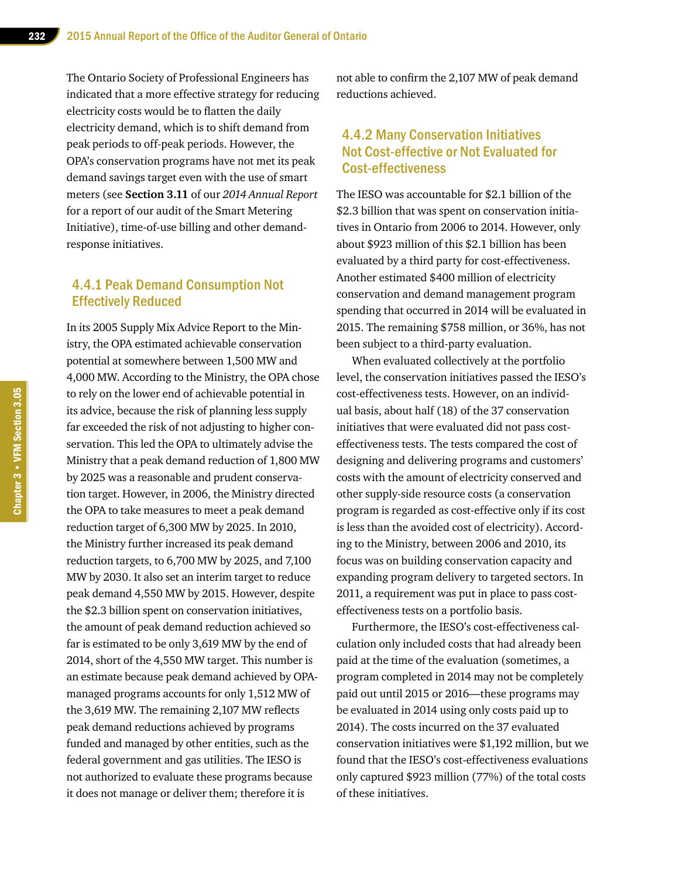The Ontario Society of Professional Engineers has indicated that a more effective strategy for reducing electricity costs would be to flatten the daily electricity demand, which is to shift demand from peak periods to off-peak periods. However, the OPA's conservation programs have not met its peak demand savings target even with the use of smart meters (see **Section 3.11** of our *2014 Annual Report* for a report of our audit of the Smart Metering Initiative), time-of-use billing and other demand-response initiatives.

### 4.4.1 Peak Demand Consumption Not Effectively Reduced

In its 2005 Supply Mix Advice Report to the Ministry, the OPA estimated achievable conservation potential at somewhere between 1,500 MW and 4,000 MW. According to the Ministry, the OPA chose to rely on the lower end of achievable potential in its advice, because the risk of planning less supply far exceeded the risk of not adjusting to higher conservation. This led the OPA to ultimately advise the Ministry that a peak demand reduction of 1,800 MW by 2025 was a reasonable and prudent conservation target. However, in 2006, the Ministry directed the OPA to take measures to meet a peak demand reduction target of 6,300 MW by 2025. In 2010, the Ministry further increased its peak demand reduction targets, to 6,700 MW by 2025, and 7,100 MW by 2030. It also set an interim target to reduce peak demand 4,550 MW by 2015. However, despite the $2.3 billion spent on conservation initiatives, the amount of peak demand reduction achieved so far is estimated to be only 3,619 MW by the end of 2014, short of the 4,550 MW target. This number is an estimate because peak demand achieved by OPA-managed programs accounts for only 1,512 MW of the 3,619 MW. The remaining 2,107 MW reflects peak demand reductions achieved by programs funded and managed by other entities, such as the federal government and gas utilities. The IESO is not authorized to evaluate these programs because it does not manage or deliver them; therefore it is not able to confirm the 2,107 MW of peak demand reductions achieved.

### 4.4.2 Many Conservation Initiatives Not Cost-effective or Not Evaluated for Cost-effectiveness

The IESO was accountable for $2.1 billion of the $2.3 billion that was spent on conservation initiatives in Ontario from 2006 to 2014. However, only about $923 million of this $2.1 billion has been evaluated by a third party for cost-effectiveness. Another estimated $400 million of electricity conservation and demand management program spending that occurred in 2014 will be evaluated in 2015. The remaining $758 million, or 36%, has not been subject to a third-party evaluation.

When evaluated collectively at the portfolio level, the conservation initiatives passed the IESO's cost-effectiveness tests. However, on an individual basis, about half (18) of the 37 conservation initiatives that were evaluated did not pass cost-effectiveness tests. The tests compared the cost of designing and delivering programs and customers' costs with the amount of electricity conserved and other supply-side resource costs (a conservation program is regarded as cost-effective only if its cost is less than the avoided cost of electricity). According to the Ministry, between 2006 and 2010, its focus was on building conservation capacity and expanding program delivery to targeted sectors. In 2011, a requirement was put in place to pass cost-effectiveness tests on a portfolio basis.

Furthermore, the IESO's cost-effectiveness calculation only included costs that had already been paid at the time of the evaluation (sometimes, a program completed in 2014 may not be completely paid out until 2015 or 2016—these programs may be evaluated in 2014 using only costs paid up to 2014). The costs incurred on the 37 evaluated conservation initiatives were $1,192 million, but we found that the IESO's cost-effectiveness evaluations only captured $923 million (77%) of the total costs of these initiatives.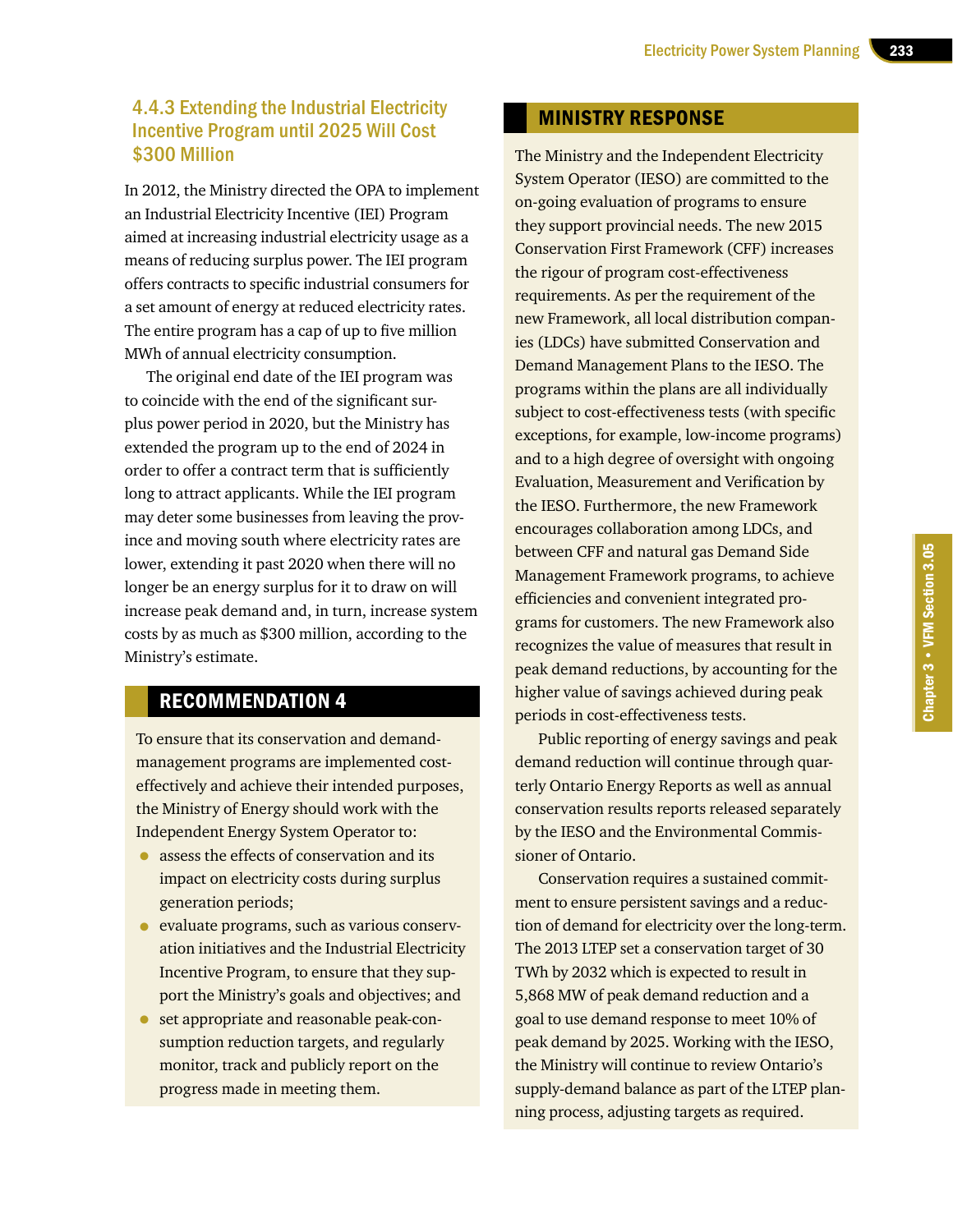### 4.4.3 Extending the Industrial Electricity Incentive Program until 2025 Will Cost $300 Million

In 2012, the Ministry directed the OPA to implement an Industrial Electricity Incentive (IEI) Program aimed at increasing industrial electricity usage as a means of reducing surplus power. The IEI program offers contracts to specific industrial consumers for a set amount of energy at reduced electricity rates. The entire program has a cap of up to five million MWh of annual electricity consumption.

The original end date of the IEI program was to coincide with the end of the significant surplus power period in 2020, but the Ministry has extended the program up to the end of 2024 in order to offer a contract term that is sufficiently long to attract applicants. While the IEI program may deter some businesses from leaving the province and moving south where electricity rates are lower, extending it past 2020 when there will no longer be an energy surplus for it to draw on will increase peak demand and, in turn, increase system costs by as much as $300 million, according to the Ministry's estimate.

## RECOMMENDATION 4

To ensure that its conservation and demand-management programs are implemented cost-effectively and achieve their intended purposes, the Ministry of Energy should work with the Independent Energy System Operator to:

- assess the effects of conservation and its impact on electricity costs during surplus generation periods;
- evaluate programs, such as various conservation initiatives and the Industrial Electricity Incentive Program, to ensure that they support the Ministry's goals and objectives; and
- set appropriate and reasonable peak-consumption reduction targets, and regularly monitor, track and publicly report on the progress made in meeting them.

## MINISTRY RESPONSE

The Ministry and the Independent Electricity System Operator (IESO) are committed to the on-going evaluation of programs to ensure they support provincial needs. The new 2015 Conservation First Framework (CFF) increases the rigour of program cost-effectiveness requirements. As per the requirement of the new Framework, all local distribution companies (LDCs) have submitted Conservation and Demand Management Plans to the IESO. The programs within the plans are all individually subject to cost-effectiveness tests (with specific exceptions, for example, low-income programs) and to a high degree of oversight with ongoing Evaluation, Measurement and Verification by the IESO. Furthermore, the new Framework encourages collaboration among LDCs, and between CFF and natural gas Demand Side Management Framework programs, to achieve efficiencies and convenient integrated programs for customers. The new Framework also recognizes the value of measures that result in peak demand reductions, by accounting for the higher value of savings achieved during peak periods in cost-effectiveness tests.

Public reporting of energy savings and peak demand reduction will continue through quarterly Ontario Energy Reports as well as annual conservation results reports released separately by the IESO and the Environmental Commissioner of Ontario.

Conservation requires a sustained commitment to ensure persistent savings and a reduction of demand for electricity over the long-term. The 2013 LTEP set a conservation target of 30 TWh by 2032 which is expected to result in 5,868 MW of peak demand reduction and a goal to use demand response to meet 10% of peak demand by 2025. Working with the IESO, the Ministry will continue to review Ontario's supply-demand balance as part of the LTEP planning process, adjusting targets as required.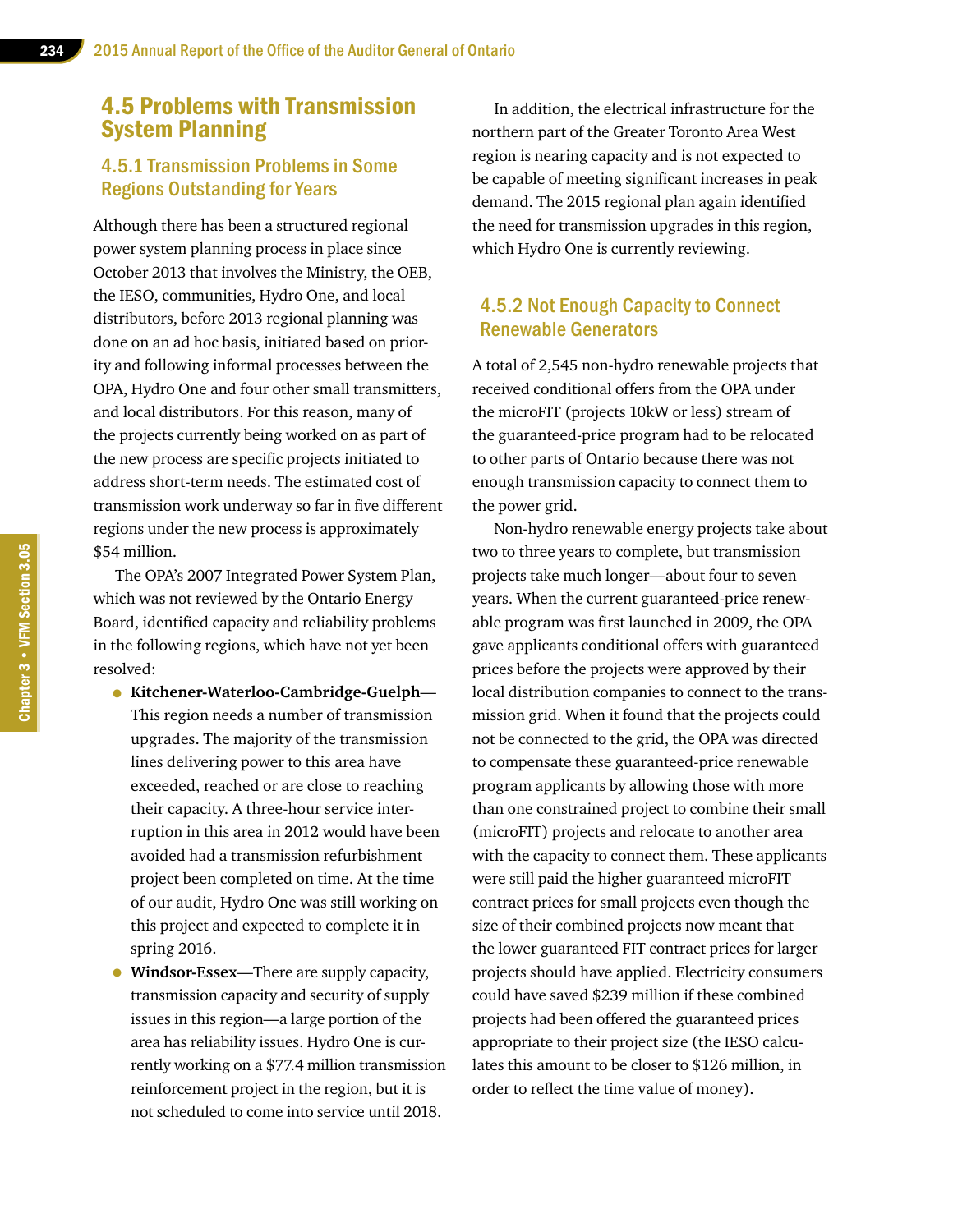## 4.5 Problems with Transmission System Planning

### 4.5.1 Transmission Problems in Some Regions Outstanding for Years

Although there has been a structured regional power system planning process in place since October 2013 that involves the Ministry, the OEB, the IESO, communities, Hydro One, and local distributors, before 2013 regional planning was done on an ad hoc basis, initiated based on priority and following informal processes between the OPA, Hydro One and four other small transmitters, and local distributors. For this reason, many of the projects currently being worked on as part of the new process are specific projects initiated to address short-term needs. The estimated cost of transmission work underway so far in five different regions under the new process is approximately $54 million.

The OPA's 2007 Integrated Power System Plan, which was not reviewed by the Ontario Energy Board, identified capacity and reliability problems in the following regions, which have not yet been resolved:

- **Kitchener-Waterloo-Cambridge-Guelph**—This region needs a number of transmission upgrades. The majority of the transmission lines delivering power to this area have exceeded, reached or are close to reaching their capacity. A three-hour service interruption in this area in 2012 would have been avoided had a transmission refurbishment project been completed on time. At the time of our audit, Hydro One was still working on this project and expected to complete it in spring 2016.
- **Windsor-Essex**—There are supply capacity, transmission capacity and security of supply issues in this region—a large portion of the area has reliability issues. Hydro One is currently working on a $77.4 million transmission reinforcement project in the region, but it is not scheduled to come into service until 2018.

In addition, the electrical infrastructure for the northern part of the Greater Toronto Area West region is nearing capacity and is not expected to be capable of meeting significant increases in peak demand. The 2015 regional plan again identified the need for transmission upgrades in this region, which Hydro One is currently reviewing.

### 4.5.2 Not Enough Capacity to Connect Renewable Generators

A total of 2,545 non-hydro renewable projects that received conditional offers from the OPA under the microFIT (projects 10kW or less) stream of the guaranteed-price program had to be relocated to other parts of Ontario because there was not enough transmission capacity to connect them to the power grid.

Non-hydro renewable energy projects take about two to three years to complete, but transmission projects take much longer—about four to seven years. When the current guaranteed-price renewable program was first launched in 2009, the OPA gave applicants conditional offers with guaranteed prices before the projects were approved by their local distribution companies to connect to the transmission grid. When it found that the projects could not be connected to the grid, the OPA was directed to compensate these guaranteed-price renewable program applicants by allowing those with more than one constrained project to combine their small (microFIT) projects and relocate to another area with the capacity to connect them. These applicants were still paid the higher guaranteed microFIT contract prices for small projects even though the size of their combined projects now meant that the lower guaranteed FIT contract prices for larger projects should have applied. Electricity consumers could have saved $239 million if these combined projects had been offered the guaranteed prices appropriate to their project size (the IESO calculates this amount to be closer to $126 million, in order to reflect the time value of money).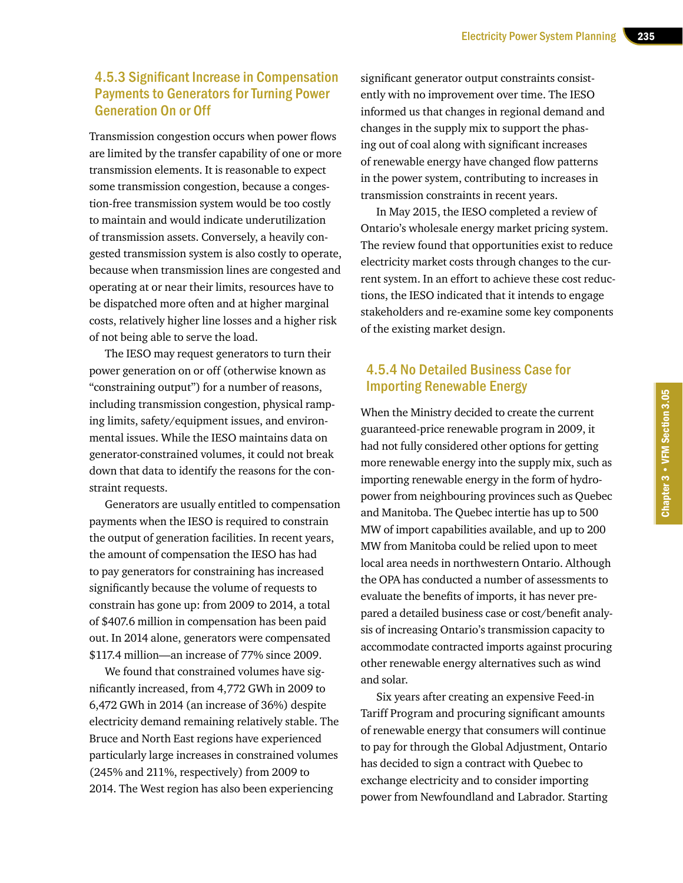### 4.5.3 Significant Increase in Compensation Payments to Generators for Turning Power Generation On or Off

Transmission congestion occurs when power flows are limited by the transfer capability of one or more transmission elements. It is reasonable to expect some transmission congestion, because a congestion-free transmission system would be too costly to maintain and would indicate underutilization of transmission assets. Conversely, a heavily congested transmission system is also costly to operate, because when transmission lines are congested and operating at or near their limits, resources have to be dispatched more often and at higher marginal costs, relatively higher line losses and a higher risk of not being able to serve the load.

The IESO may request generators to turn their power generation on or off (otherwise known as "constraining output") for a number of reasons, including transmission congestion, physical ramping limits, safety/equipment issues, and environmental issues. While the IESO maintains data on generator-constrained volumes, it could not break down that data to identify the reasons for the constraint requests.

Generators are usually entitled to compensation payments when the IESO is required to constrain the output of generation facilities. In recent years, the amount of compensation the IESO has had to pay generators for constraining has increased significantly because the volume of requests to constrain has gone up: from 2009 to 2014, a total of $407.6 million in compensation has been paid out. In 2014 alone, generators were compensated $117.4 million—an increase of 77% since 2009.

We found that constrained volumes have significantly increased, from 4,772 GWh in 2009 to 6,472 GWh in 2014 (an increase of 36%) despite electricity demand remaining relatively stable. The Bruce and North East regions have experienced particularly large increases in constrained volumes (245% and 211%, respectively) from 2009 to 2014. The West region has also been experiencing significant generator output constraints consistently with no improvement over time. The IESO informed us that changes in regional demand and changes in the supply mix to support the phasing out of coal along with significant increases of renewable energy have changed flow patterns in the power system, contributing to increases in transmission constraints in recent years.

In May 2015, the IESO completed a review of Ontario's wholesale energy market pricing system. The review found that opportunities exist to reduce electricity market costs through changes to the current system. In an effort to achieve these cost reductions, the IESO indicated that it intends to engage stakeholders and re-examine some key components of the existing market design.

### 4.5.4 No Detailed Business Case for Importing Renewable Energy

When the Ministry decided to create the current guaranteed-price renewable program in 2009, it had not fully considered other options for getting more renewable energy into the supply mix, such as importing renewable energy in the form of hydropower from neighbouring provinces such as Quebec and Manitoba. The Quebec intertie has up to 500 MW of import capabilities available, and up to 200 MW from Manitoba could be relied upon to meet local area needs in northwestern Ontario. Although the OPA has conducted a number of assessments to evaluate the benefits of imports, it has never prepared a detailed business case or cost/benefit analysis of increasing Ontario's transmission capacity to accommodate contracted imports against procuring other renewable energy alternatives such as wind and solar.

Six years after creating an expensive Feed-in Tariff Program and procuring significant amounts of renewable energy that consumers will continue to pay for through the Global Adjustment, Ontario has decided to sign a contract with Quebec to exchange electricity and to consider importing power from Newfoundland and Labrador. Starting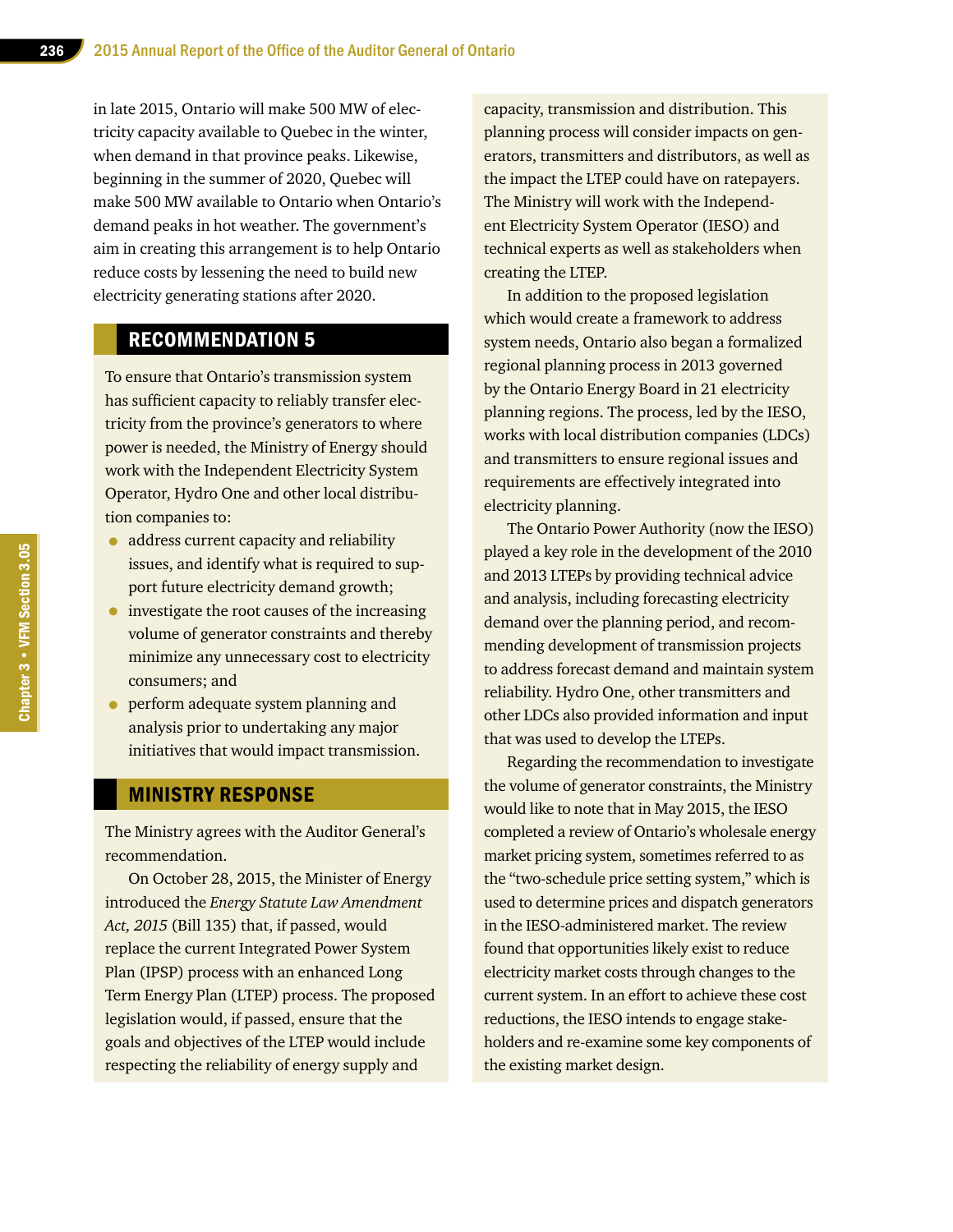in late 2015, Ontario will make 500 MW of electricity capacity available to Quebec in the winter, when demand in that province peaks. Likewise, beginning in the summer of 2020, Quebec will make 500 MW available to Ontario when Ontario's demand peaks in hot weather. The government's aim in creating this arrangement is to help Ontario reduce costs by lessening the need to build new electricity generating stations after 2020.

## RECOMMENDATION 5

To ensure that Ontario's transmission system has sufficient capacity to reliably transfer electricity from the province's generators to where power is needed, the Ministry of Energy should work with the Independent Electricity System Operator, Hydro One and other local distribution companies to:

- address current capacity and reliability issues, and identify what is required to support future electricity demand growth;
- investigate the root causes of the increasing volume of generator constraints and thereby minimize any unnecessary cost to electricity consumers; and
- perform adequate system planning and analysis prior to undertaking any major initiatives that would impact transmission.

## MINISTRY RESPONSE

The Ministry agrees with the Auditor General's recommendation.

On October 28, 2015, the Minister of Energy introduced the *Energy Statute Law Amendment Act, 2015* (Bill 135) that, if passed, would replace the current Integrated Power System Plan (IPSP) process with an enhanced Long Term Energy Plan (LTEP) process. The proposed legislation would, if passed, ensure that the goals and objectives of the LTEP would include respecting the reliability of energy supply and capacity, transmission and distribution. This planning process will consider impacts on generators, transmitters and distributors, as well as the impact the LTEP could have on ratepayers. The Ministry will work with the Independent Electricity System Operator (IESO) and technical experts as well as stakeholders when creating the LTEP.

In addition to the proposed legislation which would create a framework to address system needs, Ontario also began a formalized regional planning process in 2013 governed by the Ontario Energy Board in 21 electricity planning regions. The process, led by the IESO, works with local distribution companies (LDCs) and transmitters to ensure regional issues and requirements are effectively integrated into electricity planning.

The Ontario Power Authority (now the IESO) played a key role in the development of the 2010 and 2013 LTEPs by providing technical advice and analysis, including forecasting electricity demand over the planning period, and recommending development of transmission projects to address forecast demand and maintain system reliability. Hydro One, other transmitters and other LDCs also provided information and input that was used to develop the LTEPs.

Regarding the recommendation to investigate the volume of generator constraints, the Ministry would like to note that in May 2015, the IESO completed a review of Ontario's wholesale energy market pricing system, sometimes referred to as the "two-schedule price setting system," which is used to determine prices and dispatch generators in the IESO-administered market. The review found that opportunities likely exist to reduce electricity market costs through changes to the current system. In an effort to achieve these cost reductions, the IESO intends to engage stakeholders and re-examine some key components of the existing market design.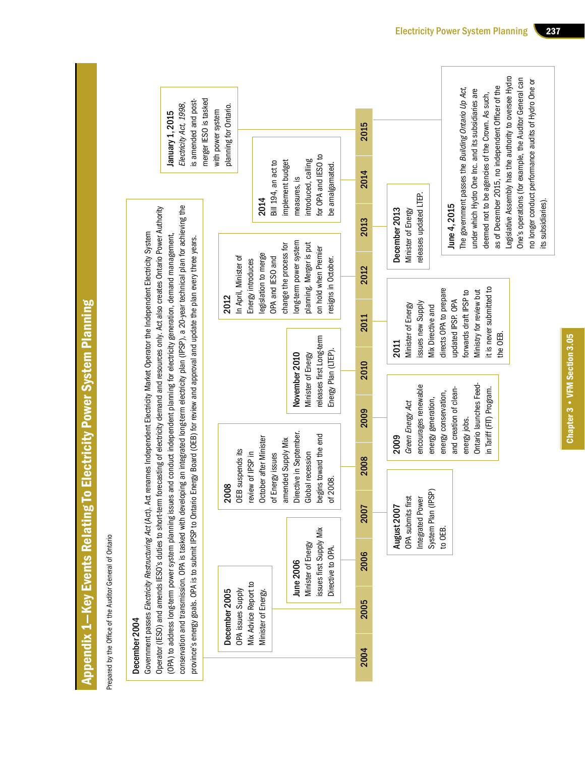# Appendix 1—Key Events Relating To Electricity Power System Planning

Prepared by the Office of the Auditor General of Ontario

**December 2004**
Government passes *Electricity Restructuring Act* (Act). Act renames Independent Electricity Market Operator the Independent Electricity System Operator (IESO) and amends IESO's duties to short-term forecasting of electricity demand and resources only. Act also creates Ontario Power Authority (OPA) to address long-term power system planning issues and conduct independent planning for electricity generation, demand management, conservation and transmission. OPA is tasked with developing an integrated long-term electricity plan (IPSP), a 20-year technical plan for achieving the province's energy goals. OPA is to submit IPSP to Ontario Energy Board (OEB) for review and approval and update the plan every three years.

**December 2005**
OPA issues Supply Mix Advice Report to Minister of Energy.

**June 2006**
Minister of Energy issues first Supply Mix Directive to OPA.

**August 2007**
OPA submits first Integrated Power System Plan (IPSP) to OEB.

**2008**
OEB suspends its review of IPSP in October after Minister of Energy issues amended Supply Mix Directive in September. Global recession begins toward the end of 2008.

**2009**
*Green Energy Act* encourages renewable energy generation, energy conservation, and creation of clean-energy jobs. Ontario launches Feed-in Tariff (FIT) Program.

**November 2010**
Minister of Energy releases first Long-term Energy Plan (LTEP).

**2011**
Minister of Energy issues new Supply Mix Directive and directs OPA to prepare updated IPSP. OPA forwards draft IPSP to Ministry for review but it is never submitted to the OEB.

**2012**
In April, Minister of Energy introduces legislation to merge OPA and IESO and change the process for long-term power system planning. Merger is put on hold when Premier resigns in October.

**December 2013**
Minister of Energy releases updated LTEP.

**2014**
Bill 194, an act to implement budget measures, is introduced, calling for OPA and IESO to be amalgamated.

**January 1, 2015**
*Electricity Act, 1998*, is amended and post-merger IESO is tasked with power system planning for Ontario.

**June 4, 2015**
The government passes the *Building Ontario Up Act*, under which Hydro One Inc. and its subsidiaries are deemed not to be agencies of the Crown. As such, as of December 2015, no independent Officer of the Legislative Assembly has the authority to oversee Hydro One's operations (for example, the Auditor General can no longer conduct performance audits of Hydro One or its subsidiaries).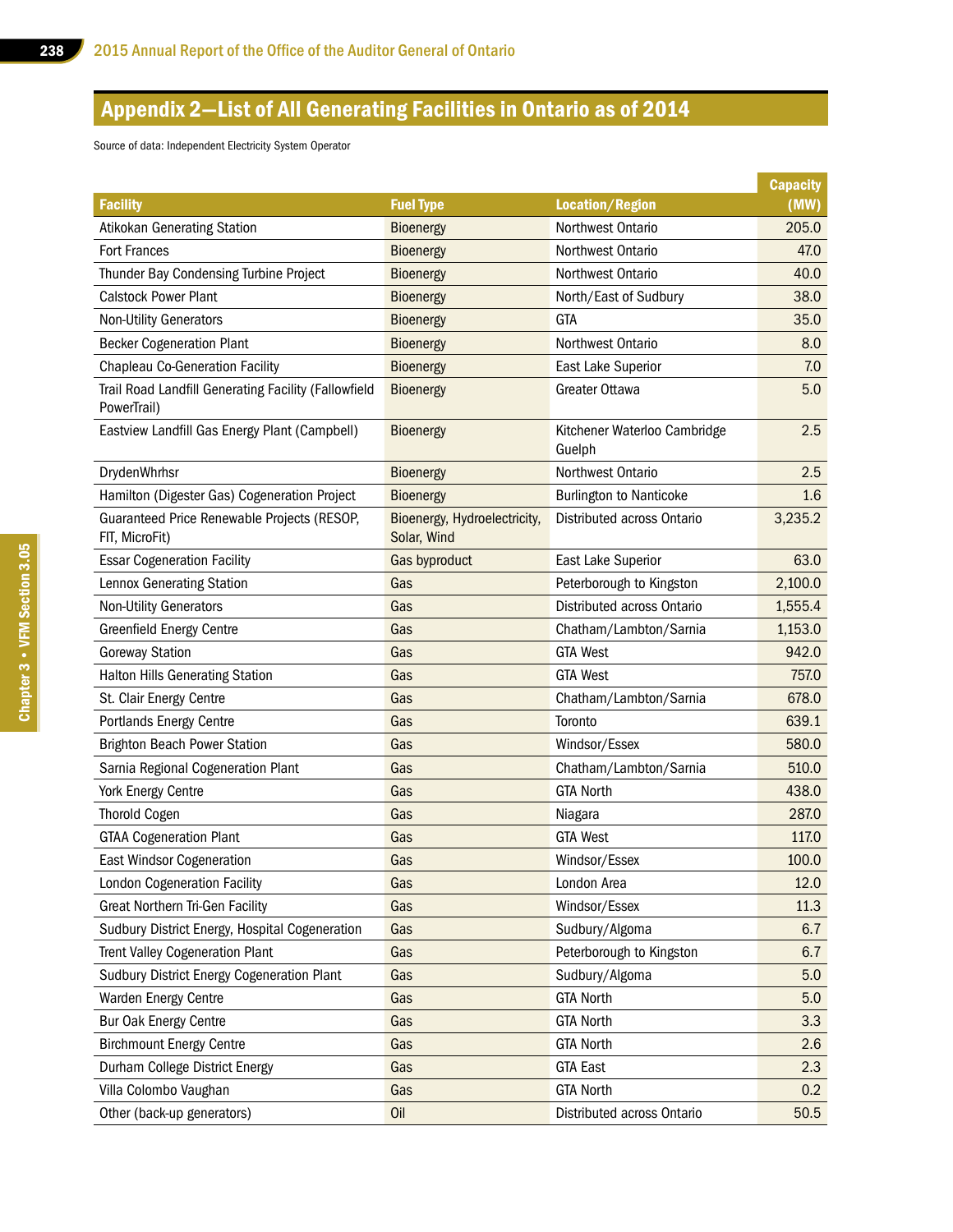## Appendix 2—List of All Generating Facilities in Ontario as of 2014

Source of data: Independent Electricity System Operator

| Facility | Fuel Type | Location/Region | Capacity (MW) |
|---|---|---|---|
| Atikokan Generating Station | Bioenergy | Northwest Ontario | 205.0 |
| Fort Frances | Bioenergy | Northwest Ontario | 47.0 |
| Thunder Bay Condensing Turbine Project | Bioenergy | Northwest Ontario | 40.0 |
| Calstock Power Plant | Bioenergy | North/East of Sudbury | 38.0 |
| Non-Utility Generators | Bioenergy | GTA | 35.0 |
| Becker Cogeneration Plant | Bioenergy | Northwest Ontario | 8.0 |
| Chapleau Co-Generation Facility | Bioenergy | East Lake Superior | 7.0 |
| Trail Road Landfill Generating Facility (Fallowfield PowerTrail) | Bioenergy | Greater Ottawa | 5.0 |
| Eastview Landfill Gas Energy Plant (Campbell) | Bioenergy | Kitchener Waterloo Cambridge Guelph | 2.5 |
| DrydenWhrhsr | Bioenergy | Northwest Ontario | 2.5 |
| Hamilton (Digester Gas) Cogeneration Project | Bioenergy | Burlington to Nanticoke | 1.6 |
| Guaranteed Price Renewable Projects (RESOP, FIT, MicroFit) | Bioenergy, Hydroelectricity, Solar, Wind | Distributed across Ontario | 3,235.2 |
| Essar Cogeneration Facility | Gas byproduct | East Lake Superior | 63.0 |
| Lennox Generating Station | Gas | Peterborough to Kingston | 2,100.0 |
| Non-Utility Generators | Gas | Distributed across Ontario | 1,555.4 |
| Greenfield Energy Centre | Gas | Chatham/Lambton/Sarnia | 1,153.0 |
| Goreway Station | Gas | GTA West | 942.0 |
| Halton Hills Generating Station | Gas | GTA West | 757.0 |
| St. Clair Energy Centre | Gas | Chatham/Lambton/Sarnia | 678.0 |
| Portlands Energy Centre | Gas | Toronto | 639.1 |
| Brighton Beach Power Station | Gas | Windsor/Essex | 580.0 |
| Sarnia Regional Cogeneration Plant | Gas | Chatham/Lambton/Sarnia | 510.0 |
| York Energy Centre | Gas | GTA North | 438.0 |
| Thorold Cogen | Gas | Niagara | 287.0 |
| GTAA Cogeneration Plant | Gas | GTA West | 117.0 |
| East Windsor Cogeneration | Gas | Windsor/Essex | 100.0 |
| London Cogeneration Facility | Gas | London Area | 12.0 |
| Great Northern Tri-Gen Facility | Gas | Windsor/Essex | 11.3 |
| Sudbury District Energy, Hospital Cogeneration | Gas | Sudbury/Algoma | 6.7 |
| Trent Valley Cogeneration Plant | Gas | Peterborough to Kingston | 6.7 |
| Sudbury District Energy Cogeneration Plant | Gas | Sudbury/Algoma | 5.0 |
| Warden Energy Centre | Gas | GTA North | 5.0 |
| Bur Oak Energy Centre | Gas | GTA North | 3.3 |
| Birchmount Energy Centre | Gas | GTA North | 2.6 |
| Durham College District Energy | Gas | GTA East | 2.3 |
| Villa Colombo Vaughan | Gas | GTA North | 0.2 |
| Other (back-up generators) | Oil | Distributed across Ontario | 50.5 |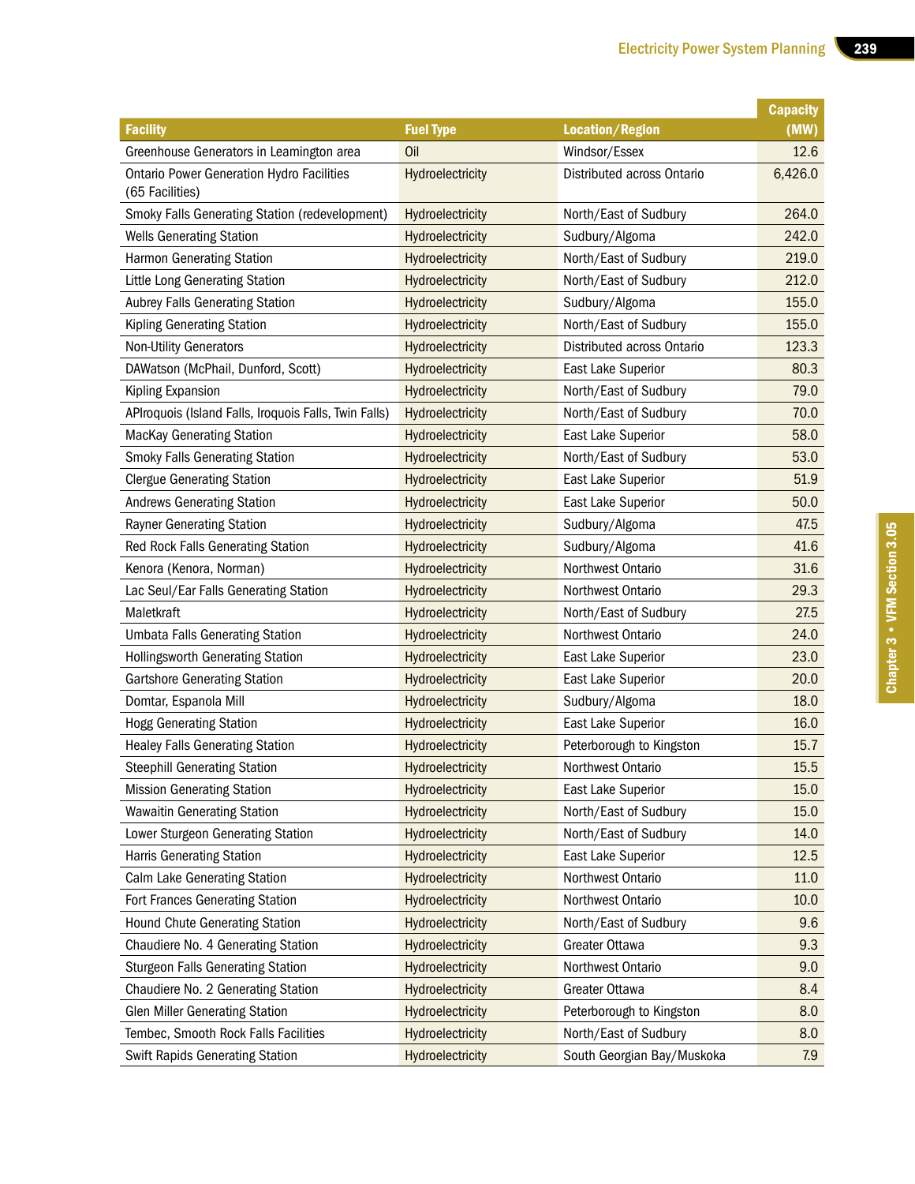| Facility | Fuel Type | Location/Region | Capacity (MW) |
|---|---|---|---|
| Greenhouse Generators in Leamington area | Oil | Windsor/Essex | 12.6 |
| Ontario Power Generation Hydro Facilities (65 Facilities) | Hydroelectricity | Distributed across Ontario | 6,426.0 |
| Smoky Falls Generating Station (redevelopment) | Hydroelectricity | North/East of Sudbury | 264.0 |
| Wells Generating Station | Hydroelectricity | Sudbury/Algoma | 242.0 |
| Harmon Generating Station | Hydroelectricity | North/East of Sudbury | 219.0 |
| Little Long Generating Station | Hydroelectricity | North/East of Sudbury | 212.0 |
| Aubrey Falls Generating Station | Hydroelectricity | Sudbury/Algoma | 155.0 |
| Kipling Generating Station | Hydroelectricity | North/East of Sudbury | 155.0 |
| Non-Utility Generators | Hydroelectricity | Distributed across Ontario | 123.3 |
| DAWatson (McPhail, Dunford, Scott) | Hydroelectricity | East Lake Superior | 80.3 |
| Kipling Expansion | Hydroelectricity | North/East of Sudbury | 79.0 |
| APIroquois (Island Falls, Iroquois Falls, Twin Falls) | Hydroelectricity | North/East of Sudbury | 70.0 |
| MacKay Generating Station | Hydroelectricity | East Lake Superior | 58.0 |
| Smoky Falls Generating Station | Hydroelectricity | North/East of Sudbury | 53.0 |
| Clergue Generating Station | Hydroelectricity | East Lake Superior | 51.9 |
| Andrews Generating Station | Hydroelectricity | East Lake Superior | 50.0 |
| Rayner Generating Station | Hydroelectricity | Sudbury/Algoma | 47.5 |
| Red Rock Falls Generating Station | Hydroelectricity | Sudbury/Algoma | 41.6 |
| Kenora (Kenora, Norman) | Hydroelectricity | Northwest Ontario | 31.6 |
| Lac Seul/Ear Falls Generating Station | Hydroelectricity | Northwest Ontario | 29.3 |
| Maletkraft | Hydroelectricity | North/East of Sudbury | 27.5 |
| Umbata Falls Generating Station | Hydroelectricity | Northwest Ontario | 24.0 |
| Hollingsworth Generating Station | Hydroelectricity | East Lake Superior | 23.0 |
| Gartshore Generating Station | Hydroelectricity | East Lake Superior | 20.0 |
| Domtar, Espanola Mill | Hydroelectricity | Sudbury/Algoma | 18.0 |
| Hogg Generating Station | Hydroelectricity | East Lake Superior | 16.0 |
| Healey Falls Generating Station | Hydroelectricity | Peterborough to Kingston | 15.7 |
| Steephill Generating Station | Hydroelectricity | Northwest Ontario | 15.5 |
| Mission Generating Station | Hydroelectricity | East Lake Superior | 15.0 |
| Wawaitin Generating Station | Hydroelectricity | North/East of Sudbury | 15.0 |
| Lower Sturgeon Generating Station | Hydroelectricity | North/East of Sudbury | 14.0 |
| Harris Generating Station | Hydroelectricity | East Lake Superior | 12.5 |
| Calm Lake Generating Station | Hydroelectricity | Northwest Ontario | 11.0 |
| Fort Frances Generating Station | Hydroelectricity | Northwest Ontario | 10.0 |
| Hound Chute Generating Station | Hydroelectricity | North/East of Sudbury | 9.6 |
| Chaudiere No. 4 Generating Station | Hydroelectricity | Greater Ottawa | 9.3 |
| Sturgeon Falls Generating Station | Hydroelectricity | Northwest Ontario | 9.0 |
| Chaudiere No. 2 Generating Station | Hydroelectricity | Greater Ottawa | 8.4 |
| Glen Miller Generating Station | Hydroelectricity | Peterborough to Kingston | 8.0 |
| Tembec, Smooth Rock Falls Facilities | Hydroelectricity | North/East of Sudbury | 8.0 |
| Swift Rapids Generating Station | Hydroelectricity | South Georgian Bay/Muskoka | 7.9 |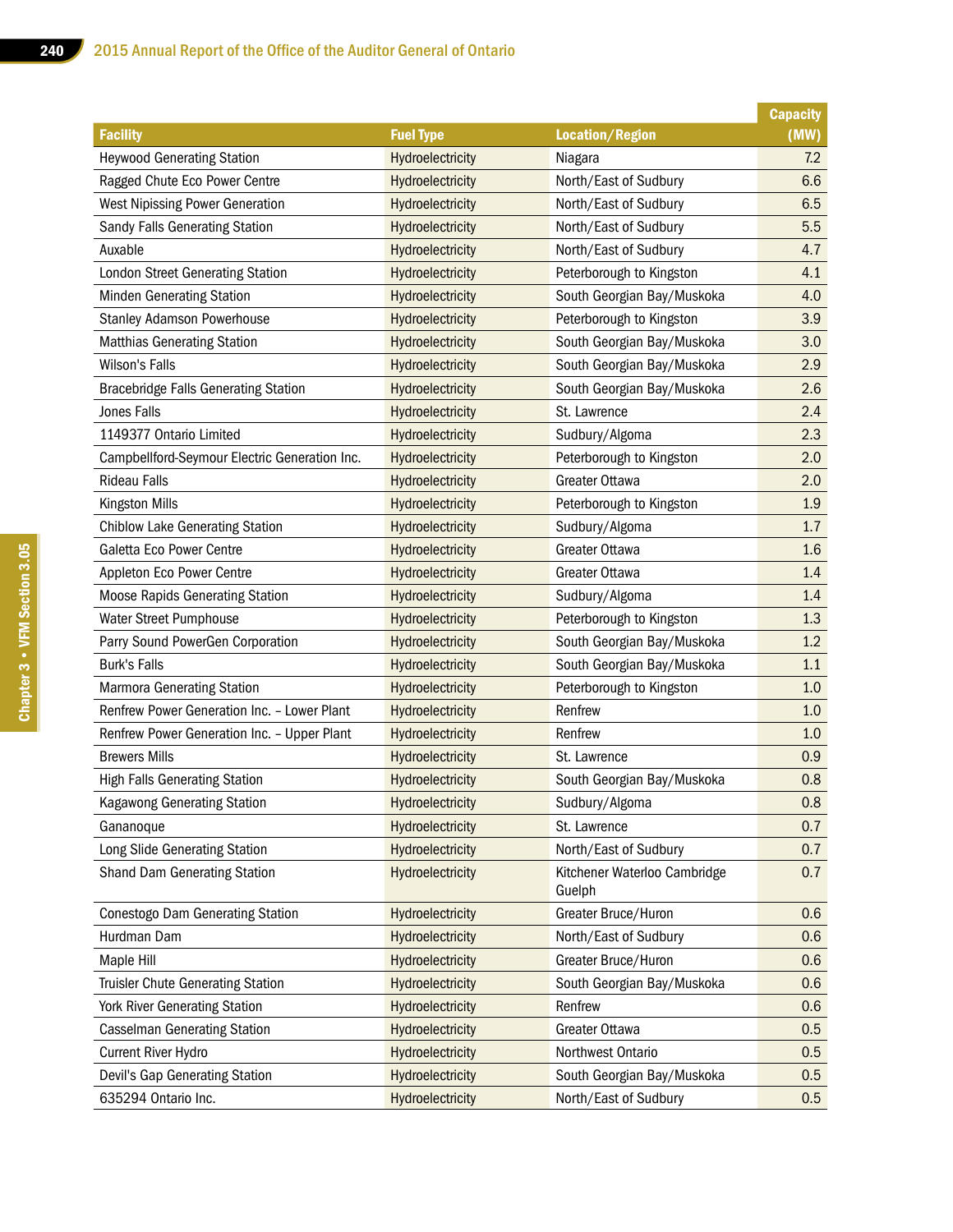| Facility | Fuel Type | Location/Region | Capacity (MW) |
|---|---|---|---|
| Heywood Generating Station | Hydroelectricity | Niagara | 7.2 |
| Ragged Chute Eco Power Centre | Hydroelectricity | North/East of Sudbury | 6.6 |
| West Nipissing Power Generation | Hydroelectricity | North/East of Sudbury | 6.5 |
| Sandy Falls Generating Station | Hydroelectricity | North/East of Sudbury | 5.5 |
| Auxable | Hydroelectricity | North/East of Sudbury | 4.7 |
| London Street Generating Station | Hydroelectricity | Peterborough to Kingston | 4.1 |
| Minden Generating Station | Hydroelectricity | South Georgian Bay/Muskoka | 4.0 |
| Stanley Adamson Powerhouse | Hydroelectricity | Peterborough to Kingston | 3.9 |
| Matthias Generating Station | Hydroelectricity | South Georgian Bay/Muskoka | 3.0 |
| Wilson's Falls | Hydroelectricity | South Georgian Bay/Muskoka | 2.9 |
| Bracebridge Falls Generating Station | Hydroelectricity | South Georgian Bay/Muskoka | 2.6 |
| Jones Falls | Hydroelectricity | St. Lawrence | 2.4 |
| 1149377 Ontario Limited | Hydroelectricity | Sudbury/Algoma | 2.3 |
| Campbellford-Seymour Electric Generation Inc. | Hydroelectricity | Peterborough to Kingston | 2.0 |
| Rideau Falls | Hydroelectricity | Greater Ottawa | 2.0 |
| Kingston Mills | Hydroelectricity | Peterborough to Kingston | 1.9 |
| Chiblow Lake Generating Station | Hydroelectricity | Sudbury/Algoma | 1.7 |
| Galetta Eco Power Centre | Hydroelectricity | Greater Ottawa | 1.6 |
| Appleton Eco Power Centre | Hydroelectricity | Greater Ottawa | 1.4 |
| Moose Rapids Generating Station | Hydroelectricity | Sudbury/Algoma | 1.4 |
| Water Street Pumphouse | Hydroelectricity | Peterborough to Kingston | 1.3 |
| Parry Sound PowerGen Corporation | Hydroelectricity | South Georgian Bay/Muskoka | 1.2 |
| Burk's Falls | Hydroelectricity | South Georgian Bay/Muskoka | 1.1 |
| Marmora Generating Station | Hydroelectricity | Peterborough to Kingston | 1.0 |
| Renfrew Power Generation Inc. – Lower Plant | Hydroelectricity | Renfrew | 1.0 |
| Renfrew Power Generation Inc. – Upper Plant | Hydroelectricity | Renfrew | 1.0 |
| Brewers Mills | Hydroelectricity | St. Lawrence | 0.9 |
| High Falls Generating Station | Hydroelectricity | South Georgian Bay/Muskoka | 0.8 |
| Kagawong Generating Station | Hydroelectricity | Sudbury/Algoma | 0.8 |
| Gananoque | Hydroelectricity | St. Lawrence | 0.7 |
| Long Slide Generating Station | Hydroelectricity | North/East of Sudbury | 0.7 |
| Shand Dam Generating Station | Hydroelectricity | Kitchener Waterloo Cambridge Guelph | 0.7 |
| Conestogo Dam Generating Station | Hydroelectricity | Greater Bruce/Huron | 0.6 |
| Hurdman Dam | Hydroelectricity | North/East of Sudbury | 0.6 |
| Maple Hill | Hydroelectricity | Greater Bruce/Huron | 0.6 |
| Truisler Chute Generating Station | Hydroelectricity | South Georgian Bay/Muskoka | 0.6 |
| York River Generating Station | Hydroelectricity | Renfrew | 0.6 |
| Casselman Generating Station | Hydroelectricity | Greater Ottawa | 0.5 |
| Current River Hydro | Hydroelectricity | Northwest Ontario | 0.5 |
| Devil's Gap Generating Station | Hydroelectricity | South Georgian Bay/Muskoka | 0.5 |
| 635294 Ontario Inc. | Hydroelectricity | North/East of Sudbury | 0.5 |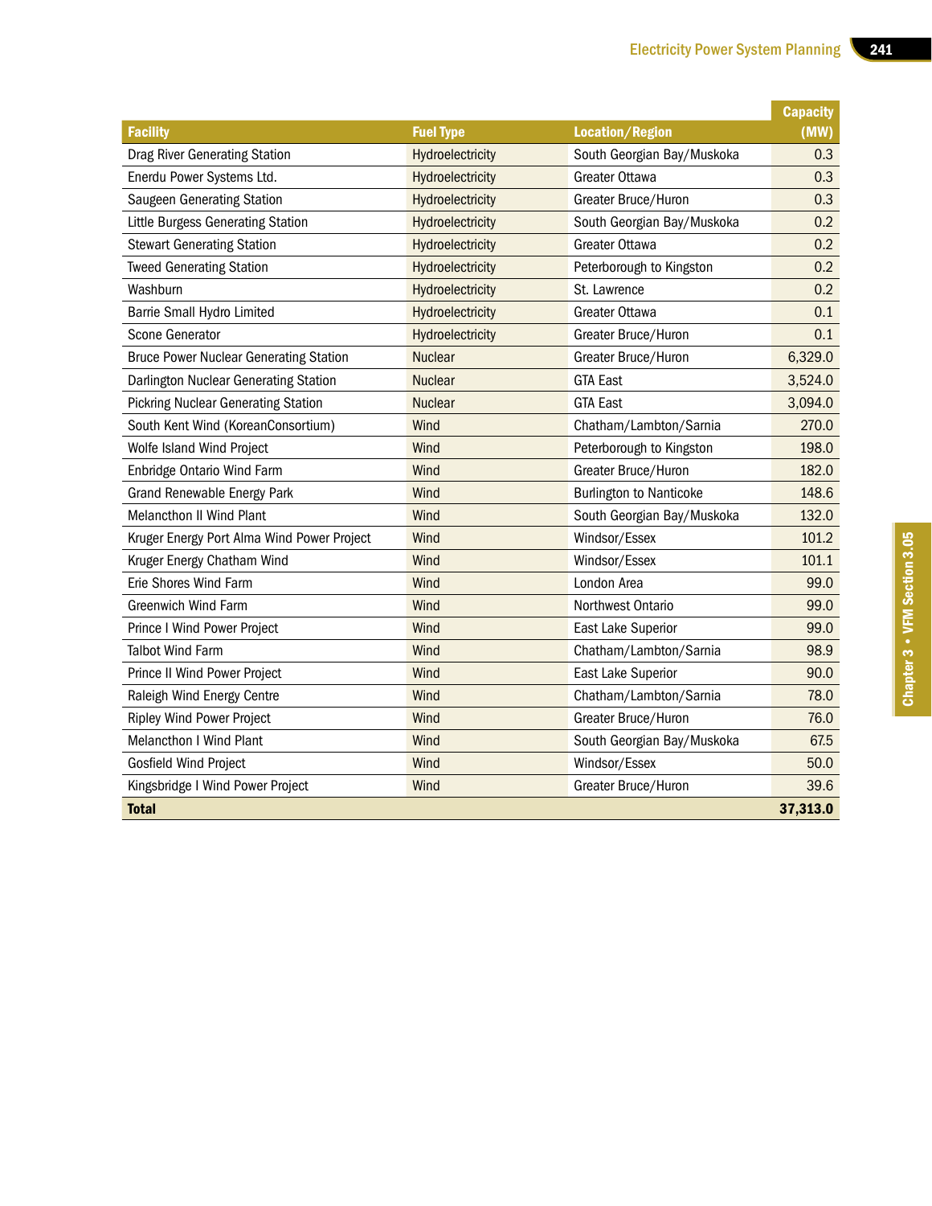| Facility | Fuel Type | Location/Region | Capacity (MW) |
|---|---|---|---|
| Drag River Generating Station | Hydroelectricity | South Georgian Bay/Muskoka | 0.3 |
| Enerdu Power Systems Ltd. | Hydroelectricity | Greater Ottawa | 0.3 |
| Saugeen Generating Station | Hydroelectricity | Greater Bruce/Huron | 0.3 |
| Little Burgess Generating Station | Hydroelectricity | South Georgian Bay/Muskoka | 0.2 |
| Stewart Generating Station | Hydroelectricity | Greater Ottawa | 0.2 |
| Tweed Generating Station | Hydroelectricity | Peterborough to Kingston | 0.2 |
| Washburn | Hydroelectricity | St. Lawrence | 0.2 |
| Barrie Small Hydro Limited | Hydroelectricity | Greater Ottawa | 0.1 |
| Scone Generator | Hydroelectricity | Greater Bruce/Huron | 0.1 |
| Bruce Power Nuclear Generating Station | Nuclear | Greater Bruce/Huron | 6,329.0 |
| Darlington Nuclear Generating Station | Nuclear | GTA East | 3,524.0 |
| Pickring Nuclear Generating Station | Nuclear | GTA East | 3,094.0 |
| South Kent Wind (KoreanConsortium) | Wind | Chatham/Lambton/Sarnia | 270.0 |
| Wolfe Island Wind Project | Wind | Peterborough to Kingston | 198.0 |
| Enbridge Ontario Wind Farm | Wind | Greater Bruce/Huron | 182.0 |
| Grand Renewable Energy Park | Wind | Burlington to Nanticoke | 148.6 |
| Melancthon II Wind Plant | Wind | South Georgian Bay/Muskoka | 132.0 |
| Kruger Energy Port Alma Wind Power Project | Wind | Windsor/Essex | 101.2 |
| Kruger Energy Chatham Wind | Wind | Windsor/Essex | 101.1 |
| Erie Shores Wind Farm | Wind | London Area | 99.0 |
| Greenwich Wind Farm | Wind | Northwest Ontario | 99.0 |
| Prince I Wind Power Project | Wind | East Lake Superior | 99.0 |
| Talbot Wind Farm | Wind | Chatham/Lambton/Sarnia | 98.9 |
| Prince II Wind Power Project | Wind | East Lake Superior | 90.0 |
| Raleigh Wind Energy Centre | Wind | Chatham/Lambton/Sarnia | 78.0 |
| Ripley Wind Power Project | Wind | Greater Bruce/Huron | 76.0 |
| Melancthon I Wind Plant | Wind | South Georgian Bay/Muskoka | 67.5 |
| Gosfield Wind Project | Wind | Windsor/Essex | 50.0 |
| Kingsbridge I Wind Power Project | Wind | Greater Bruce/Huron | 39.6 |
| **Total** | | | **37,313.0** |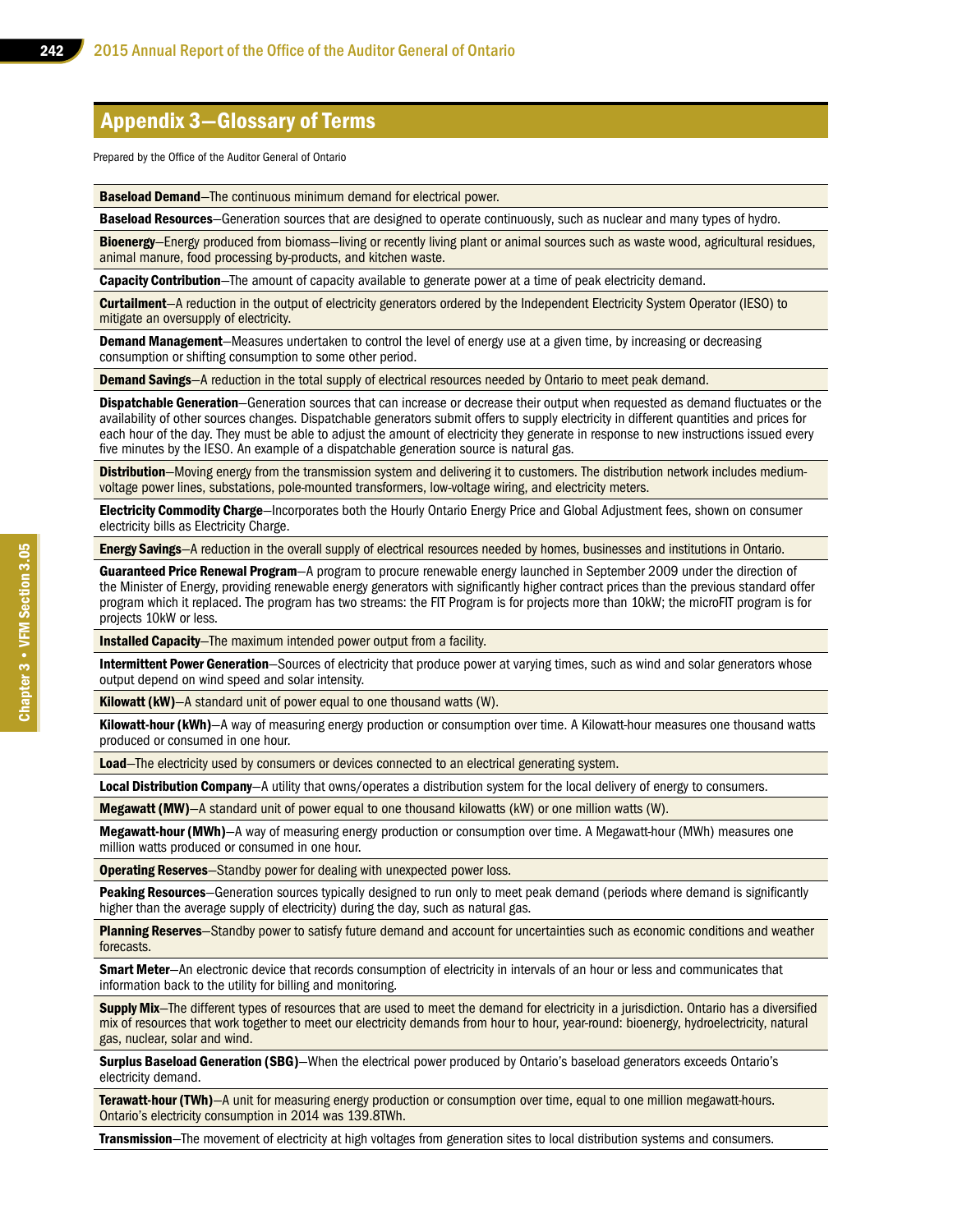## Appendix 3—Glossary of Terms

Prepared by the Office of the Auditor General of Ontario

**Baseload Demand**—The continuous minimum demand for electrical power.

**Baseload Resources**—Generation sources that are designed to operate continuously, such as nuclear and many types of hydro.

**Bioenergy**—Energy produced from biomass—living or recently living plant or animal sources such as waste wood, agricultural residues, animal manure, food processing by-products, and kitchen waste.

**Capacity Contribution**—The amount of capacity available to generate power at a time of peak electricity demand.

**Curtailment**—A reduction in the output of electricity generators ordered by the Independent Electricity System Operator (IESO) to mitigate an oversupply of electricity.

**Demand Management**—Measures undertaken to control the level of energy use at a given time, by increasing or decreasing consumption or shifting consumption to some other period.

**Demand Savings**—A reduction in the total supply of electrical resources needed by Ontario to meet peak demand.

**Dispatchable Generation**—Generation sources that can increase or decrease their output when requested as demand fluctuates or the availability of other sources changes. Dispatchable generators submit offers to supply electricity in different quantities and prices for each hour of the day. They must be able to adjust the amount of electricity they generate in response to new instructions issued every five minutes by the IESO. An example of a dispatchable generation source is natural gas.

**Distribution**—Moving energy from the transmission system and delivering it to customers. The distribution network includes medium-voltage power lines, substations, pole-mounted transformers, low-voltage wiring, and electricity meters.

**Electricity Commodity Charge**—Incorporates both the Hourly Ontario Energy Price and Global Adjustment fees, shown on consumer electricity bills as Electricity Charge.

**Energy Savings**—A reduction in the overall supply of electrical resources needed by homes, businesses and institutions in Ontario.

**Guaranteed Price Renewal Program**—A program to procure renewable energy launched in September 2009 under the direction of the Minister of Energy, providing renewable energy generators with significantly higher contract prices than the previous standard offer program which it replaced. The program has two streams: the FIT Program is for projects more than 10kW; the microFIT program is for projects 10kW or less.

**Installed Capacity**—The maximum intended power output from a facility.

**Intermittent Power Generation**—Sources of electricity that produce power at varying times, such as wind and solar generators whose output depend on wind speed and solar intensity.

**Kilowatt (kW)**—A standard unit of power equal to one thousand watts (W).

**Kilowatt-hour (kWh)**—A way of measuring energy production or consumption over time. A Kilowatt-hour measures one thousand watts produced or consumed in one hour.

**Load**—The electricity used by consumers or devices connected to an electrical generating system.

**Local Distribution Company**—A utility that owns/operates a distribution system for the local delivery of energy to consumers.

**Megawatt (MW)**—A standard unit of power equal to one thousand kilowatts (kW) or one million watts (W).

**Megawatt-hour (MWh)**—A way of measuring energy production or consumption over time. A Megawatt-hour (MWh) measures one million watts produced or consumed in one hour.

**Operating Reserves**—Standby power for dealing with unexpected power loss.

**Peaking Resources**—Generation sources typically designed to run only to meet peak demand (periods where demand is significantly higher than the average supply of electricity) during the day, such as natural gas.

**Planning Reserves**—Standby power to satisfy future demand and account for uncertainties such as economic conditions and weather forecasts.

**Smart Meter**—An electronic device that records consumption of electricity in intervals of an hour or less and communicates that information back to the utility for billing and monitoring.

**Supply Mix**—The different types of resources that are used to meet the demand for electricity in a jurisdiction. Ontario has a diversified mix of resources that work together to meet our electricity demands from hour to hour, year-round: bioenergy, hydroelectricity, natural gas, nuclear, solar and wind.

**Surplus Baseload Generation (SBG)**—When the electrical power produced by Ontario's baseload generators exceeds Ontario's electricity demand.

**Terawatt-hour (TWh)**—A unit for measuring energy production or consumption over time, equal to one million megawatt-hours. Ontario's electricity consumption in 2014 was 139.8TWh.

**Transmission**—The movement of electricity at high voltages from generation sites to local distribution systems and consumers.